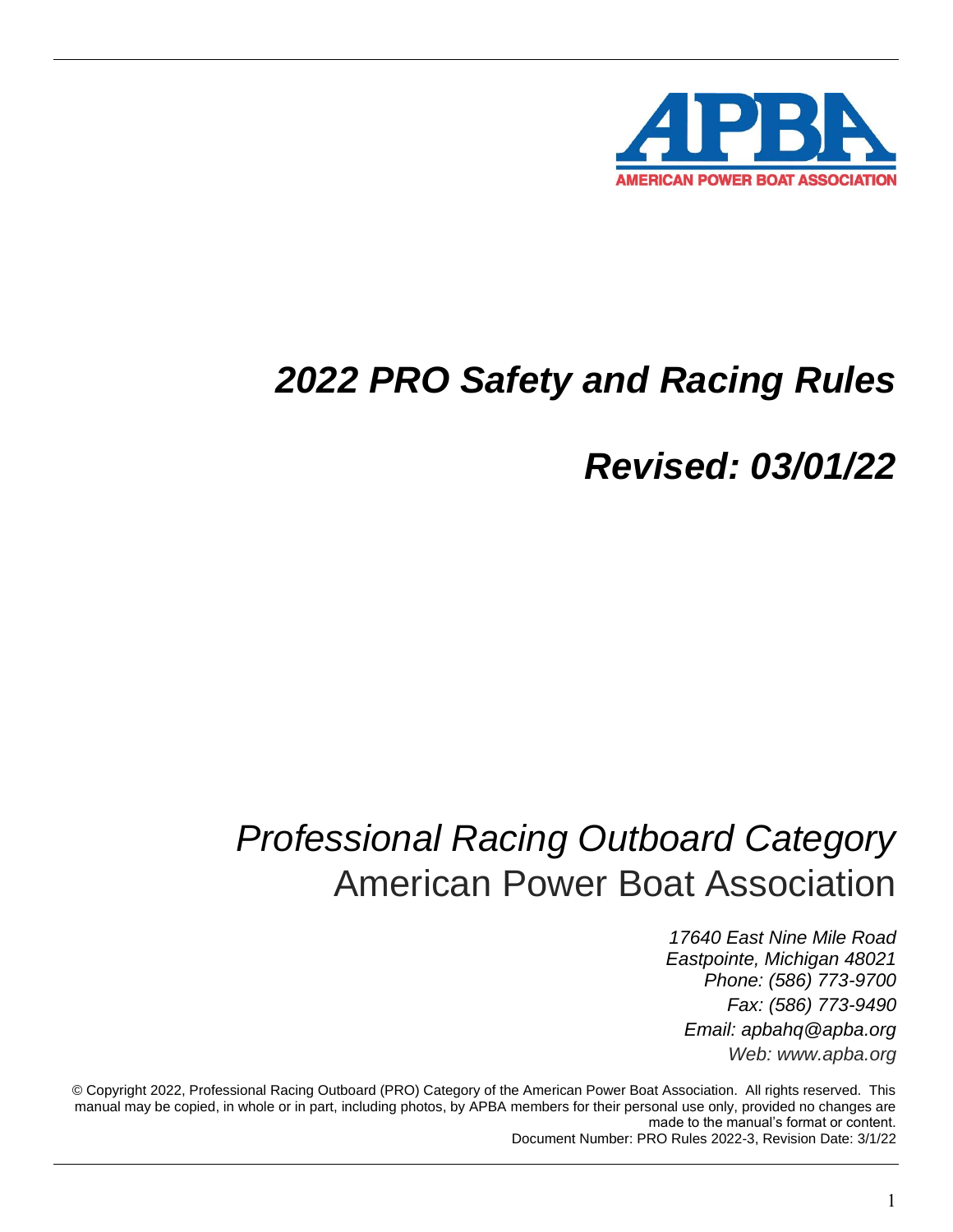APBA

AMERICAN POWER BOAT ASSOCIATION

# *2022 PRO Safety and Racing Rules*

# *Revised: 03/01/22*

## *Professional Racing Outboard Category*

## American Power Boat Association

*17640 East Nine Mile Road*
*Eastpointe, Michigan 48021*
*Phone: (586) 773-9700*
*Fax: (586) 773-9490*
*Email: apbahq@apba.org*
*Web: www.apba.org*

© Copyright 2022, Professional Racing Outboard (PRO) Category of the American Power Boat Association. All rights reserved. This manual may be copied, in whole or in part, including photos, by APBA members for their personal use only, provided no changes are made to the manual's format or content.
Document Number: PRO Rules 2022-3, Revision Date: 3/1/22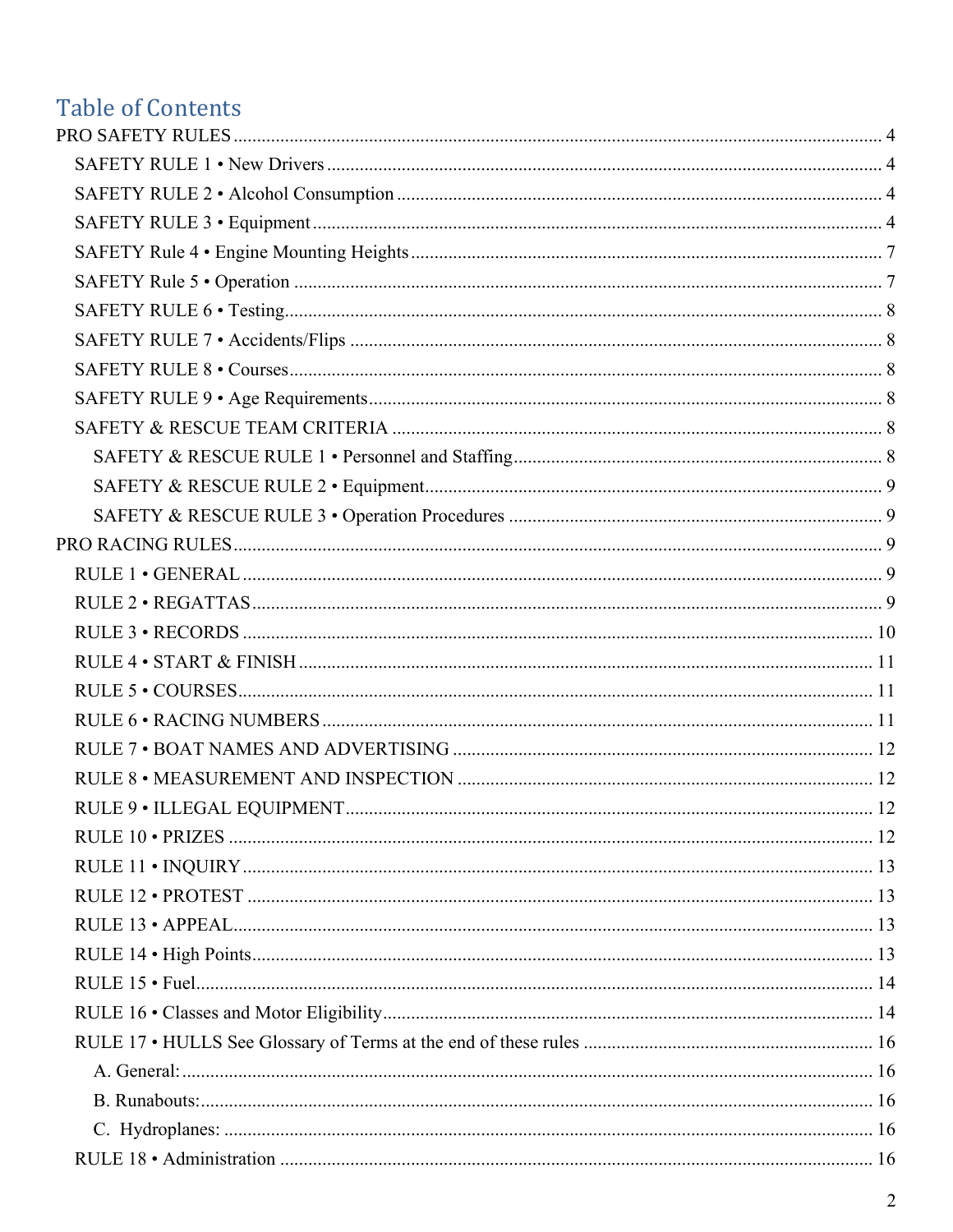# Table of Contents

- PRO SAFETY RULES .......... 4
  - SAFETY RULE 1 • New Drivers .......... 4
  - SAFETY RULE 2 • Alcohol Consumption .......... 4
  - SAFETY RULE 3 • Equipment .......... 4
  - SAFETY Rule 4 • Engine Mounting Heights .......... 7
  - SAFETY Rule 5 • Operation .......... 7
  - SAFETY RULE 6 • Testing .......... 8
  - SAFETY RULE 7 • Accidents/Flips .......... 8
  - SAFETY RULE 8 • Courses .......... 8
  - SAFETY RULE 9 • Age Requirements .......... 8
  - SAFETY & RESCUE TEAM CRITERIA .......... 8
    - SAFETY & RESCUE RULE 1 • Personnel and Staffing .......... 8
    - SAFETY & RESCUE RULE 2 • Equipment .......... 9
    - SAFETY & RESCUE RULE 3 • Operation Procedures .......... 9
- PRO RACING RULES .......... 9
  - RULE 1 • GENERAL .......... 9
  - RULE 2 • REGATTAS .......... 9
  - RULE 3 • RECORDS .......... 10
  - RULE 4 • START & FINISH .......... 11
  - RULE 5 • COURSES .......... 11
  - RULE 6 • RACING NUMBERS .......... 11
  - RULE 7 • BOAT NAMES AND ADVERTISING .......... 12
  - RULE 8 • MEASUREMENT AND INSPECTION .......... 12
  - RULE 9 • ILLEGAL EQUIPMENT .......... 12
  - RULE 10 • PRIZES .......... 12
  - RULE 11 • INQUIRY .......... 13
  - RULE 12 • PROTEST .......... 13
  - RULE 13 • APPEAL .......... 13
  - RULE 14 • High Points .......... 13
  - RULE 15 • Fuel .......... 14
  - RULE 16 • Classes and Motor Eligibility .......... 14
  - RULE 17 • HULLS See Glossary of Terms at the end of these rules .......... 16
    - A. General: .......... 16
    - B. Runabouts: .......... 16
    - C. Hydroplanes: .......... 16
  - RULE 18 • Administration .......... 16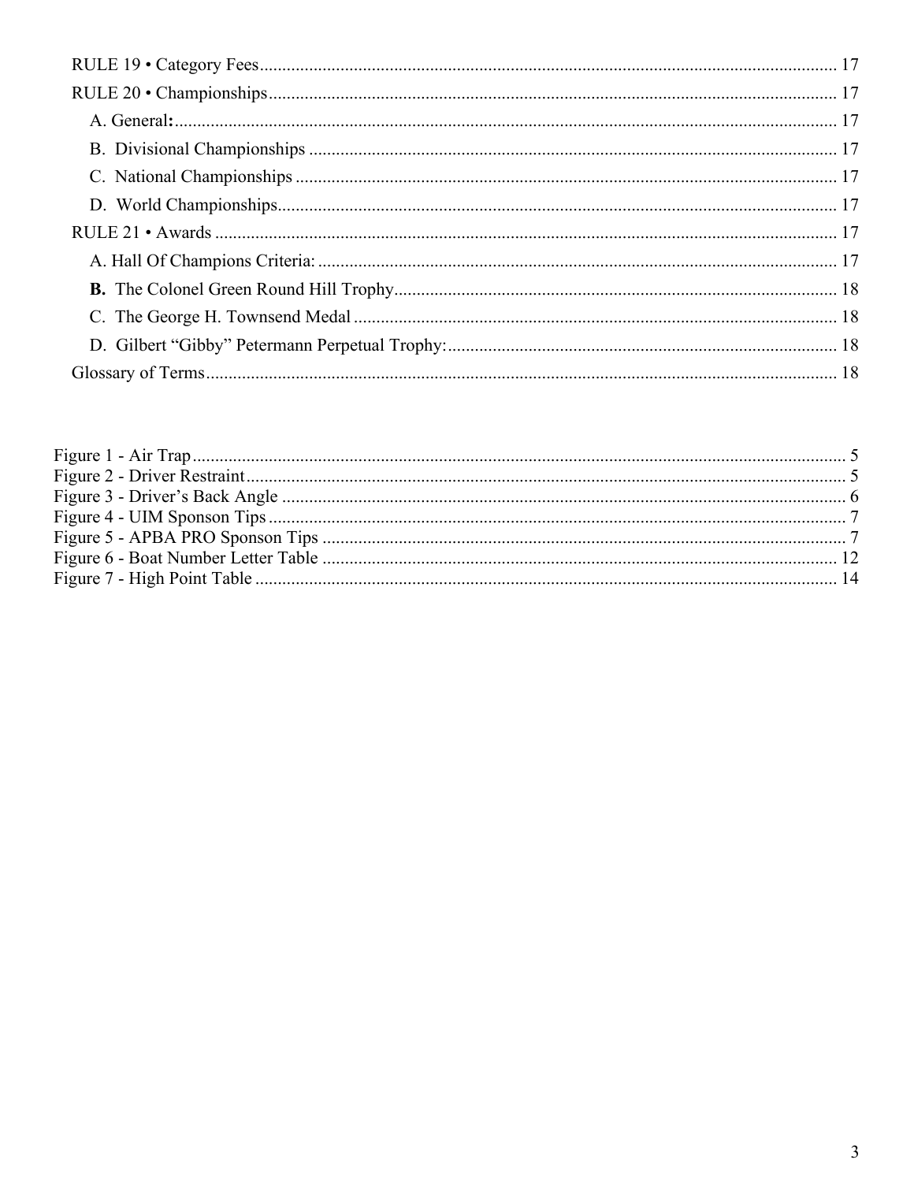RULE 19 • Category Fees ... 17

RULE 20 • Championships ... 17

- A. General: ... 17
- B. Divisional Championships ... 17
- C. National Championships ... 17
- D. World Championships ... 17

RULE 21 • Awards ... 17

- A. Hall Of Champions Criteria: ... 17
- **B.** The Colonel Green Round Hill Trophy ... 18
- C. The George H. Townsend Medal ... 18
- D. Gilbert "Gibby" Petermann Perpetual Trophy: ... 18

Glossary of Terms ... 18

Figure 1 - Air Trap ... 5

Figure 2 - Driver Restraint ... 5

Figure 3 - Driver's Back Angle ... 6

Figure 4 - UIM Sponson Tips ... 7

Figure 5 - APBA PRO Sponson Tips ... 7

Figure 6 - Boat Number Letter Table ... 12

Figure 7 - High Point Table ... 14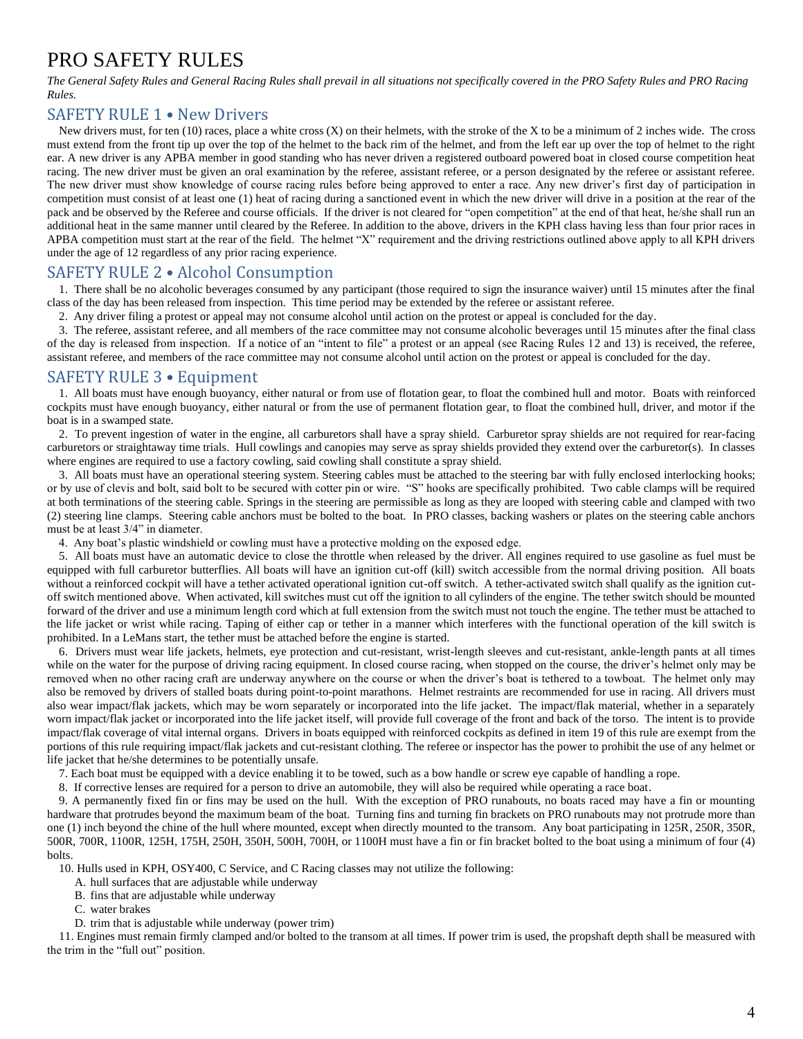# PRO SAFETY RULES

*The General Safety Rules and General Racing Rules shall prevail in all situations not specifically covered in the PRO Safety Rules and PRO Racing Rules.*

## SAFETY RULE 1 • New Drivers

New drivers must, for ten (10) races, place a white cross (X) on their helmets, with the stroke of the X to be a minimum of 2 inches wide. The cross must extend from the front tip up over the top of the helmet to the back rim of the helmet, and from the left ear up over the top of helmet to the right ear. A new driver is any APBA member in good standing who has never driven a registered outboard powered boat in closed course competition heat racing. The new driver must be given an oral examination by the referee, assistant referee, or a person designated by the referee or assistant referee. The new driver must show knowledge of course racing rules before being approved to enter a race. Any new driver's first day of participation in competition must consist of at least one (1) heat of racing during a sanctioned event in which the new driver will drive in a position at the rear of the pack and be observed by the Referee and course officials. If the driver is not cleared for "open competition" at the end of that heat, he/she shall run an additional heat in the same manner until cleared by the Referee. In addition to the above, drivers in the KPH class having less than four prior races in APBA competition must start at the rear of the field. The helmet "X" requirement and the driving restrictions outlined above apply to all KPH drivers under the age of 12 regardless of any prior racing experience.

## SAFETY RULE 2 • Alcohol Consumption

1. There shall be no alcoholic beverages consumed by any participant (those required to sign the insurance waiver) until 15 minutes after the final class of the day has been released from inspection. This time period may be extended by the referee or assistant referee.

2. Any driver filing a protest or appeal may not consume alcohol until action on the protest or appeal is concluded for the day.

3. The referee, assistant referee, and all members of the race committee may not consume alcoholic beverages until 15 minutes after the final class of the day is released from inspection. If a notice of an "intent to file" a protest or an appeal (see Racing Rules 12 and 13) is received, the referee, assistant referee, and members of the race committee may not consume alcohol until action on the protest or appeal is concluded for the day.

## SAFETY RULE 3 • Equipment

1. All boats must have enough buoyancy, either natural or from use of flotation gear, to float the combined hull and motor. Boats with reinforced cockpits must have enough buoyancy, either natural or from the use of permanent flotation gear, to float the combined hull, driver, and motor if the boat is in a swamped state.

2. To prevent ingestion of water in the engine, all carburetors shall have a spray shield. Carburetor spray shields are not required for rear-facing carburetors or straightaway time trials. Hull cowlings and canopies may serve as spray shields provided they extend over the carburetor(s). In classes where engines are required to use a factory cowling, said cowling shall constitute a spray shield.

3. All boats must have an operational steering system. Steering cables must be attached to the steering bar with fully enclosed interlocking hooks; or by use of clevis and bolt, said bolt to be secured with cotter pin or wire. "S" hooks are specifically prohibited. Two cable clamps will be required at both terminations of the steering cable. Springs in the steering are permissible as long as they are looped with steering cable and clamped with two (2) steering line clamps. Steering cable anchors must be bolted to the boat. In PRO classes, backing washers or plates on the steering cable anchors must be at least 3/4" in diameter.

4. Any boat's plastic windshield or cowling must have a protective molding on the exposed edge.

5. All boats must have an automatic device to close the throttle when released by the driver. All engines required to use gasoline as fuel must be equipped with full carburetor butterflies. All boats will have an ignition cut-off (kill) switch accessible from the normal driving position. All boats without a reinforced cockpit will have a tether activated operational ignition cut-off switch. A tether-activated switch shall qualify as the ignition cut-off switch mentioned above. When activated, kill switches must cut off the ignition to all cylinders of the engine. The tether switch should be mounted forward of the driver and use a minimum length cord which at full extension from the switch must not touch the engine. The tether must be attached to the life jacket or wrist while racing. Taping of either cap or tether in a manner which interferes with the functional operation of the kill switch is prohibited. In a LeMans start, the tether must be attached before the engine is started.

6. Drivers must wear life jackets, helmets, eye protection and cut-resistant, wrist-length sleeves and cut-resistant, ankle-length pants at all times while on the water for the purpose of driving racing equipment. In closed course racing, when stopped on the course, the driver's helmet only may be removed when no other racing craft are underway anywhere on the course or when the driver's boat is tethered to a towboat. The helmet only may also be removed by drivers of stalled boats during point-to-point marathons. Helmet restraints are recommended for use in racing. All drivers must also wear impact/flak jackets, which may be worn separately or incorporated into the life jacket. The impact/flak material, whether in a separately worn impact/flak jacket or incorporated into the life jacket itself, will provide full coverage of the front and back of the torso. The intent is to provide impact/flak coverage of vital internal organs. Drivers in boats equipped with reinforced cockpits as defined in item 19 of this rule are exempt from the portions of this rule requiring impact/flak jackets and cut-resistant clothing. The referee or inspector has the power to prohibit the use of any helmet or life jacket that he/she determines to be potentially unsafe.

7. Each boat must be equipped with a device enabling it to be towed, such as a bow handle or screw eye capable of handling a rope.

8. If corrective lenses are required for a person to drive an automobile, they will also be required while operating a race boat.

9. A permanently fixed fin or fins may be used on the hull. With the exception of PRO runabouts, no boats raced may have a fin or mounting hardware that protrudes beyond the maximum beam of the boat. Turning fins and turning fin brackets on PRO runabouts may not protrude more than one (1) inch beyond the chine of the hull where mounted, except when directly mounted to the transom. Any boat participating in 125R, 250R, 350R, 500R, 700R, 1100R, 125H, 175H, 250H, 350H, 500H, 700H, or 1100H must have a fin or fin bracket bolted to the boat using a minimum of four (4) bolts.

10. Hulls used in KPH, OSY400, C Service, and C Racing classes may not utilize the following:

   A. hull surfaces that are adjustable while underway
   B. fins that are adjustable while underway
   C. water brakes
   D. trim that is adjustable while underway (power trim)

11. Engines must remain firmly clamped and/or bolted to the transom at all times. If power trim is used, the propshaft depth shall be measured with the trim in the "full out" position.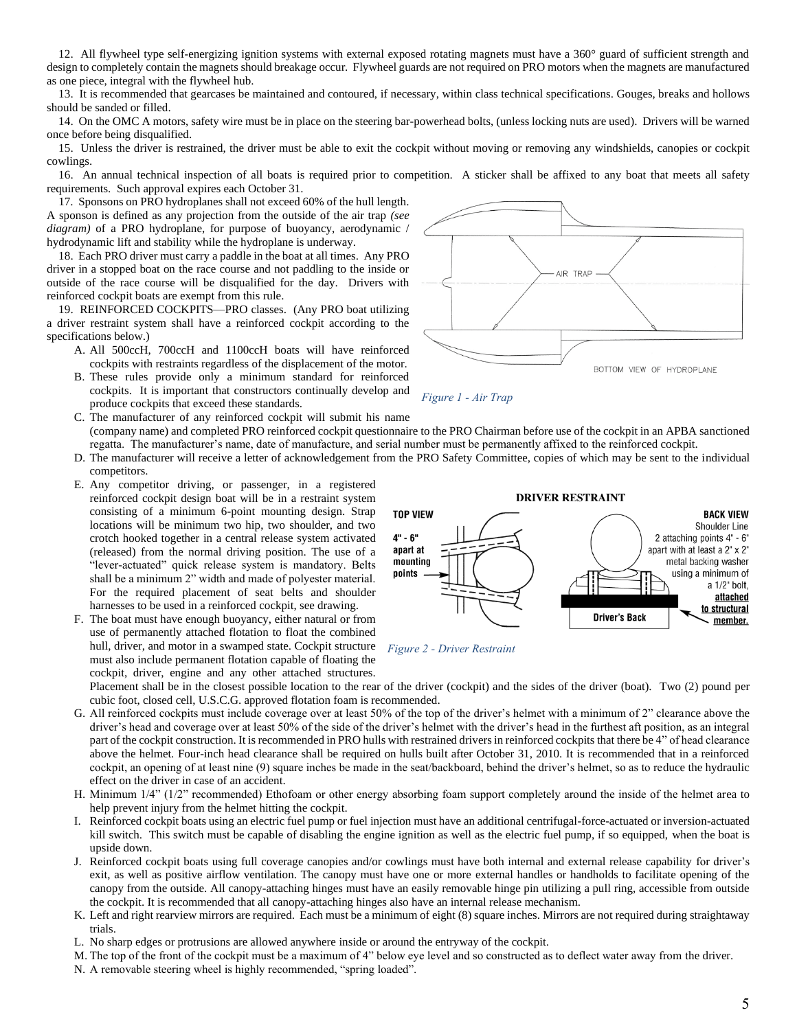12. All flywheel type self-energizing ignition systems with external exposed rotating magnets must have a 360° guard of sufficient strength and design to completely contain the magnets should breakage occur. Flywheel guards are not required on PRO motors when the magnets are manufactured as one piece, integral with the flywheel hub.

13. It is recommended that gearcases be maintained and contoured, if necessary, within class technical specifications. Gouges, breaks and hollows should be sanded or filled.

14. On the OMC A motors, safety wire must be in place on the steering bar-powerhead bolts, (unless locking nuts are used). Drivers will be warned once before being disqualified.

15. Unless the driver is restrained, the driver must be able to exit the cockpit without moving or removing any windshields, canopies or cockpit cowlings.

16. An annual technical inspection of all boats is required prior to competition. A sticker shall be affixed to any boat that meets all safety requirements. Such approval expires each October 31.

17. Sponsons on PRO hydroplanes shall not exceed 60% of the hull length. A sponson is defined as any projection from the outside of the air trap *(see diagram)* of a PRO hydroplane, for purpose of buoyancy, aerodynamic / hydrodynamic lift and stability while the hydroplane is underway.

18. Each PRO driver must carry a paddle in the boat at all times. Any PRO driver in a stopped boat on the race course and not paddling to the inside or outside of the race course will be disqualified for the day. Drivers with reinforced cockpit boats are exempt from this rule.

*Figure 1 - Air Trap*

19. REINFORCED COCKPITS—PRO classes. (Any PRO boat utilizing a driver restraint system shall have a reinforced cockpit according to the specifications below.)

A. All 500ccH, 700ccH and 1100ccH boats will have reinforced cockpits with restraints regardless of the displacement of the motor.

B. These rules provide only a minimum standard for reinforced cockpits. It is important that constructors continually develop and produce cockpits that exceed these standards.

C. The manufacturer of any reinforced cockpit will submit his name (company name) and completed PRO reinforced cockpit questionnaire to the PRO Chairman before use of the cockpit in an APBA sanctioned regatta. The manufacturer's name, date of manufacture, and serial number must be permanently affixed to the reinforced cockpit.

D. The manufacturer will receive a letter of acknowledgement from the PRO Safety Committee, copies of which may be sent to the individual competitors.

E. Any competitor driving, or passenger, in a registered reinforced cockpit design boat will be in a restraint system consisting of a minimum 6-point mounting design. Strap locations will be minimum two hip, two shoulder, and two crotch hooked together in a central release system activated (released) from the normal driving position. The use of a "lever-actuated" quick release system is mandatory. Belts shall be a minimum 2" width and made of polyester material. For the required placement of seat belts and shoulder harnesses to be used in a reinforced cockpit, see drawing.

F. The boat must have enough buoyancy, either natural or from use of permanently attached flotation to float the combined hull, driver, and motor in a swamped state. Cockpit structure must also include permanent flotation capable of floating the cockpit, driver, engine and any other attached structures. Placement shall be in the closest possible location to the rear of the driver (cockpit) and the sides of the driver (boat). Two (2) pound per cubic foot, closed cell, U.S.C.G. approved flotation foam is recommended.

*Figure 2 - Driver Restraint*

G. All reinforced cockpits must include coverage over at least 50% of the top of the driver's helmet with a minimum of 2" clearance above the driver's head and coverage over at least 50% of the side of the driver's helmet with the driver's head in the furthest aft position, as an integral part of the cockpit construction. It is recommended in PRO hulls with restrained drivers in reinforced cockpits that there be 4" of head clearance above the helmet. Four-inch head clearance shall be required on hulls built after October 31, 2010. It is recommended that in a reinforced cockpit, an opening of at least nine (9) square inches be made in the seat/backboard, behind the driver's helmet, so as to reduce the hydraulic effect on the driver in case of an accident.

H. Minimum 1/4" (1/2" recommended) Ethofoam or other energy absorbing foam support completely around the inside of the helmet area to help prevent injury from the helmet hitting the cockpit.

I. Reinforced cockpit boats using an electric fuel pump or fuel injection must have an additional centrifugal-force-actuated or inversion-actuated kill switch. This switch must be capable of disabling the engine ignition as well as the electric fuel pump, if so equipped, when the boat is upside down.

J. Reinforced cockpit boats using full coverage canopies and/or cowlings must have both internal and external release capability for driver's exit, as well as positive airflow ventilation. The canopy must have one or more external handles or handholds to facilitate opening of the canopy from the outside. All canopy-attaching hinges must have an easily removable hinge pin utilizing a pull ring, accessible from outside the cockpit. It is recommended that all canopy-attaching hinges also have an internal release mechanism.

K. Left and right rearview mirrors are required. Each must be a minimum of eight (8) square inches. Mirrors are not required during straightaway trials.

L. No sharp edges or protrusions are allowed anywhere inside or around the entryway of the cockpit.

M. The top of the front of the cockpit must be a maximum of 4" below eye level and so constructed as to deflect water away from the driver.

N. A removable steering wheel is highly recommended, "spring loaded".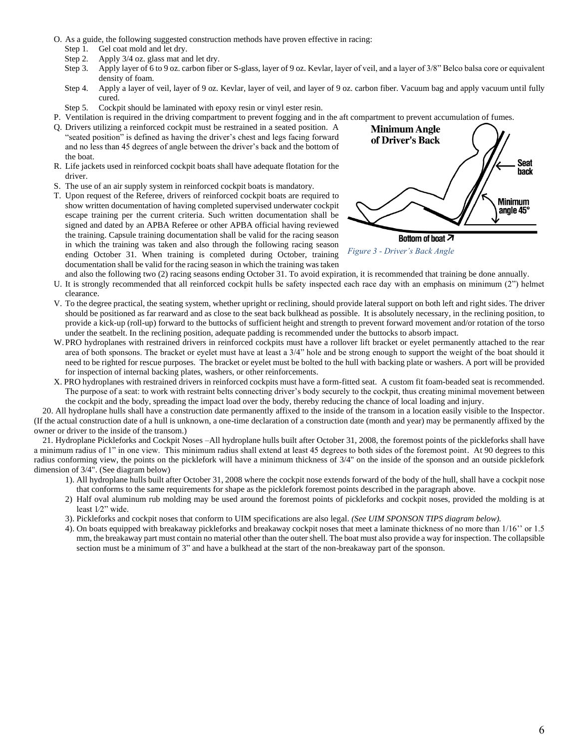O. As a guide, the following suggested construction methods have proven effective in racing:
   - Step 1. Gel coat mold and let dry.
   - Step 2. Apply 3/4 oz. glass mat and let dry.
   - Step 3. Apply layer of 6 to 9 oz. carbon fiber or S-glass, layer of 9 oz. Kevlar, layer of veil, and a layer of 3/8" Belco balsa core or equivalent density of foam.
   - Step 4. Apply a layer of veil, layer of 9 oz. Kevlar, layer of veil, and layer of 9 oz. carbon fiber. Vacuum bag and apply vacuum until fully cured.
   - Step 5. Cockpit should be laminated with epoxy resin or vinyl ester resin.

P. Ventilation is required in the driving compartment to prevent fogging and in the aft compartment to prevent accumulation of fumes.

Q. Drivers utilizing a reinforced cockpit must be restrained in a seated position. A "seated position" is defined as having the driver's chest and legs facing forward and no less than 45 degrees of angle between the driver's back and the bottom of the boat.

R. Life jackets used in reinforced cockpit boats shall have adequate flotation for the driver.

S. The use of an air supply system in reinforced cockpit boats is mandatory.

T. Upon request of the Referee, drivers of reinforced cockpit boats are required to show written documentation of having completed supervised underwater cockpit escape training per the current criteria. Such written documentation shall be signed and dated by an APBA Referee or other APBA official having reviewed the training. Capsule training documentation shall be valid for the racing season in which the training was taken and also through the following racing season ending October 31. When training is completed during October, training documentation shall be valid for the racing season in which the training was taken and also the following two (2) racing seasons ending October 31. To avoid expiration, it is recommended that training be done annually.

*Figure 3 - Driver's Back Angle*

U. It is strongly recommended that all reinforced cockpit hulls be safety inspected each race day with an emphasis on minimum (2") helmet clearance.

V. To the degree practical, the seating system, whether upright or reclining, should provide lateral support on both left and right sides. The driver should be positioned as far rearward and as close to the seat back bulkhead as possible. It is absolutely necessary, in the reclining position, to provide a kick-up (roll-up) forward to the buttocks of sufficient height and strength to prevent forward movement and/or rotation of the torso under the seatbelt. In the reclining position, adequate padding is recommended under the buttocks to absorb impact.

W. PRO hydroplanes with restrained drivers in reinforced cockpits must have a rollover lift bracket or eyelet permanently attached to the rear area of both sponsons. The bracket or eyelet must have at least a 3/4" hole and be strong enough to support the weight of the boat should it need to be righted for rescue purposes. The bracket or eyelet must be bolted to the hull with backing plate or washers. A port will be provided for inspection of internal backing plates, washers, or other reinforcements.

X. PRO hydroplanes with restrained drivers in reinforced cockpits must have a form-fitted seat. A custom fit foam-beaded seat is recommended. The purpose of a seat: to work with restraint belts connecting driver's body securely to the cockpit, thus creating minimal movement between the cockpit and the body, spreading the impact load over the body, thereby reducing the chance of local loading and injury.

20. All hydroplane hulls shall have a construction date permanently affixed to the inside of the transom in a location easily visible to the Inspector. (If the actual construction date of a hull is unknown, a one-time declaration of a construction date (month and year) may be permanently affixed by the owner or driver to the inside of the transom.)

21. Hydroplane Pickleforks and Cockpit Noses –All hydroplane hulls built after October 31, 2008, the foremost points of the pickleforks shall have a minimum radius of 1" in one view. This minimum radius shall extend at least 45 degrees to both sides of the foremost point. At 90 degrees to this radius conforming view, the points on the picklefork will have a minimum thickness of 3/4" on the inside of the sponson and an outside picklefork dimension of 3/4". (See diagram below)

1). All hydroplane hulls built after October 31, 2008 where the cockpit nose extends forward of the body of the hull, shall have a cockpit nose that conforms to the same requirements for shape as the picklefork foremost points described in the paragraph above.

2) Half oval aluminum rub molding may be used around the foremost points of pickleforks and cockpit noses, provided the molding is at least 1⁄2" wide.

3). Pickleforks and cockpit noses that conform to UIM specifications are also legal. *(See UIM SPONSON TIPS diagram below).*

4). On boats equipped with breakaway pickleforks and breakaway cockpit noses that meet a laminate thickness of no more than 1/16'' or 1.5 mm, the breakaway part must contain no material other than the outer shell. The boat must also provide a way for inspection. The collapsible section must be a minimum of 3" and have a bulkhead at the start of the non-breakaway part of the sponson.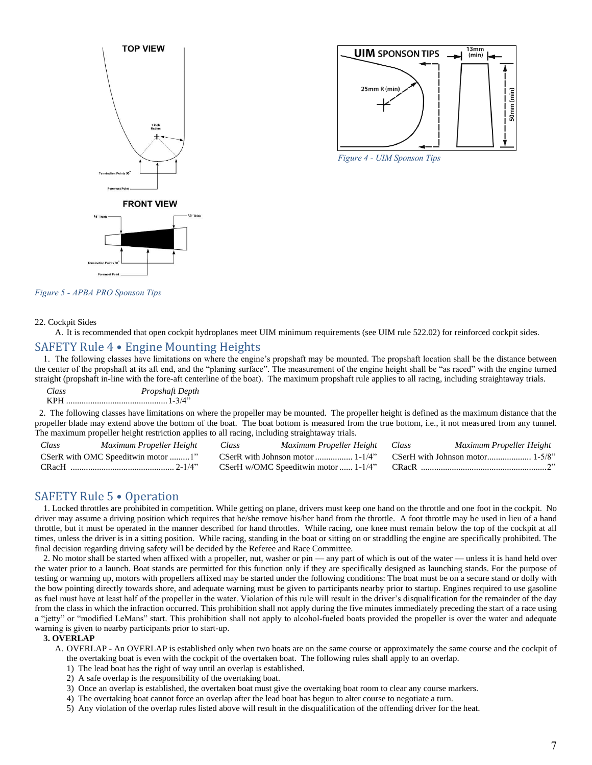*Figure 5 - APBA PRO Sponson Tips*

*Figure 4 - UIM Sponson Tips*

22. Cockpit Sides

A. It is recommended that open cockpit hydroplanes meet UIM minimum requirements (see UIM rule 522.02) for reinforced cockpit sides.

## SAFETY Rule 4 • Engine Mounting Heights

1. The following classes have limitations on where the engine's propshaft may be mounted. The propshaft location shall be the distance between the center of the propshaft at its aft end, and the "planing surface". The measurement of the engine height shall be "as raced" with the engine turned straight (propshaft in-line with the fore-aft centerline of the boat). The maximum propshaft rule applies to all racing, including straightaway trials.

| *Class* | *Propshaft Depth* |
|---|---|
| KPH | 1-3/4" |

2. The following classes have limitations on where the propeller may be mounted. The propeller height is defined as the maximum distance that the propeller blade may extend above the bottom of the boat. The boat bottom is measured from the true bottom, i.e., it not measured from any tunnel. The maximum propeller height restriction applies to all racing, including straightaway trials.

| *Class* | *Maximum Propeller Height* | *Class* | *Maximum Propeller Height* | *Class* | *Maximum Propeller Height* |
|---|---|---|---|---|---|
| CSerR with OMC Speeditwin motor | 1" | CSerR with Johnson motor | 1-1/4" | CSerH with Johnson motor | 1-5/8" |
| CRacH | 2-1/4" | CSerH w/OMC Speeditwin motor | 1-1/4" | CRacR | 2" |

## SAFETY Rule 5 • Operation

1. Locked throttles are prohibited in competition. While getting on plane, drivers must keep one hand on the throttle and one foot in the cockpit. No driver may assume a driving position which requires that he/she remove his/her hand from the throttle. A foot throttle may be used in lieu of a hand throttle, but it must be operated in the manner described for hand throttles. While racing, one knee must remain below the top of the cockpit at all times, unless the driver is in a sitting position. While racing, standing in the boat or sitting on or straddling the engine are specifically prohibited. The final decision regarding driving safety will be decided by the Referee and Race Committee.

2. No motor shall be started when affixed with a propeller, nut, washer or pin — any part of which is out of the water — unless it is hand held over the water prior to a launch. Boat stands are permitted for this function only if they are specifically designed as launching stands. For the purpose of testing or warming up, motors with propellers affixed may be started under the following conditions: The boat must be on a secure stand or dolly with the bow pointing directly towards shore, and adequate warning must be given to participants nearby prior to startup. Engines required to use gasoline as fuel must have at least half of the propeller in the water. Violation of this rule will result in the driver's disqualification for the remainder of the day from the class in which the infraction occurred. This prohibition shall not apply during the five minutes immediately preceding the start of a race using a "jetty" or "modified LeMans" start. This prohibition shall not apply to alcohol-fueled boats provided the propeller is over the water and adequate warning is given to nearby participants prior to start-up.

**3. OVERLAP**

A. OVERLAP - An OVERLAP is established only when two boats are on the same course or approximately the same course and the cockpit of the overtaking boat is even with the cockpit of the overtaken boat. The following rules shall apply to an overlap.

1) The lead boat has the right of way until an overlap is established.
2) A safe overlap is the responsibility of the overtaking boat.
3) Once an overlap is established, the overtaken boat must give the overtaking boat room to clear any course markers.
4) The overtaking boat cannot force an overlap after the lead boat has begun to alter course to negotiate a turn.
5) Any violation of the overlap rules listed above will result in the disqualification of the offending driver for the heat.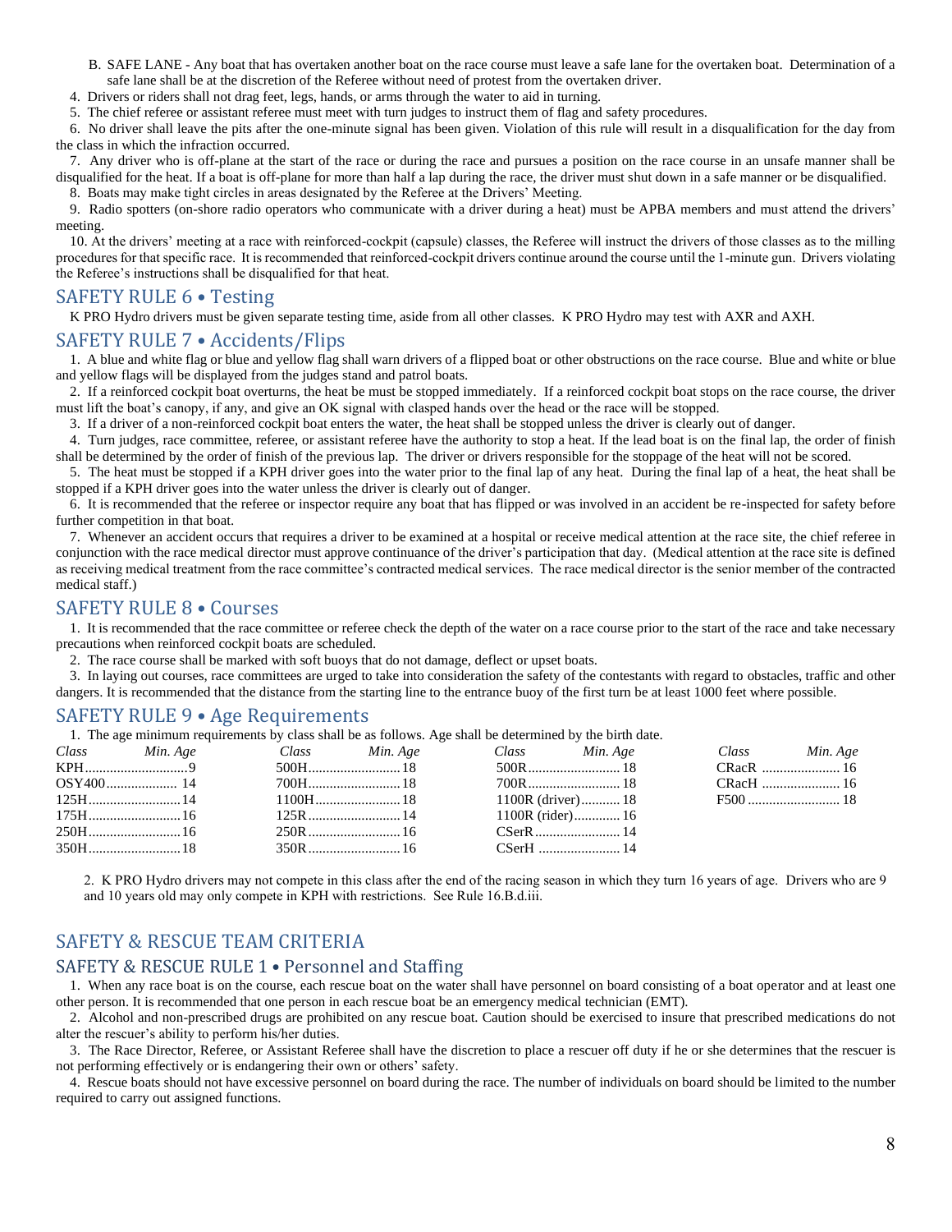B. SAFE LANE - Any boat that has overtaken another boat on the race course must leave a safe lane for the overtaken boat. Determination of a safe lane shall be at the discretion of the Referee without need of protest from the overtaken driver.

4. Drivers or riders shall not drag feet, legs, hands, or arms through the water to aid in turning.

5. The chief referee or assistant referee must meet with turn judges to instruct them of flag and safety procedures.

6. No driver shall leave the pits after the one-minute signal has been given. Violation of this rule will result in a disqualification for the day from the class in which the infraction occurred.

7. Any driver who is off-plane at the start of the race or during the race and pursues a position on the race course in an unsafe manner shall be disqualified for the heat. If a boat is off-plane for more than half a lap during the race, the driver must shut down in a safe manner or be disqualified.

8. Boats may make tight circles in areas designated by the Referee at the Drivers' Meeting.

9. Radio spotters (on-shore radio operators who communicate with a driver during a heat) must be APBA members and must attend the drivers' meeting.

10. At the drivers' meeting at a race with reinforced-cockpit (capsule) classes, the Referee will instruct the drivers of those classes as to the milling procedures for that specific race. It is recommended that reinforced-cockpit drivers continue around the course until the 1-minute gun. Drivers violating the Referee's instructions shall be disqualified for that heat.

## SAFETY RULE 6 • Testing

K PRO Hydro drivers must be given separate testing time, aside from all other classes. K PRO Hydro may test with AXR and AXH.

## SAFETY RULE 7 • Accidents/Flips

1. A blue and white flag or blue and yellow flag shall warn drivers of a flipped boat or other obstructions on the race course. Blue and white or blue and yellow flags will be displayed from the judges stand and patrol boats.

2. If a reinforced cockpit boat overturns, the heat be must be stopped immediately. If a reinforced cockpit boat stops on the race course, the driver must lift the boat's canopy, if any, and give an OK signal with clasped hands over the head or the race will be stopped.

3. If a driver of a non-reinforced cockpit boat enters the water, the heat shall be stopped unless the driver is clearly out of danger.

4. Turn judges, race committee, referee, or assistant referee have the authority to stop a heat. If the lead boat is on the final lap, the order of finish shall be determined by the order of finish of the previous lap. The driver or drivers responsible for the stoppage of the heat will not be scored.

5. The heat must be stopped if a KPH driver goes into the water prior to the final lap of any heat. During the final lap of a heat, the heat shall be stopped if a KPH driver goes into the water unless the driver is clearly out of danger.

6. It is recommended that the referee or inspector require any boat that has flipped or was involved in an accident be re-inspected for safety before further competition in that boat.

7. Whenever an accident occurs that requires a driver to be examined at a hospital or receive medical attention at the race site, the chief referee in conjunction with the race medical director must approve continuance of the driver's participation that day. (Medical attention at the race site is defined as receiving medical treatment from the race committee's contracted medical services. The race medical director is the senior member of the contracted medical staff.)

## SAFETY RULE 8 • Courses

1. It is recommended that the race committee or referee check the depth of the water on a race course prior to the start of the race and take necessary precautions when reinforced cockpit boats are scheduled.

2. The race course shall be marked with soft buoys that do not damage, deflect or upset boats.

3. In laying out courses, race committees are urged to take into consideration the safety of the contestants with regard to obstacles, traffic and other dangers. It is recommended that the distance from the starting line to the entrance buoy of the first turn be at least 1000 feet where possible.

## SAFETY RULE 9 • Age Requirements

1. The age minimum requirements by class shall be as follows. Age shall be determined by the birth date.

| *Class* | *Min. Age* | *Class* | *Min. Age* | *Class* | *Min. Age* | *Class* | *Min. Age* |
|---|---|---|---|---|---|---|---|
| KPH | 9 | 500H | 18 | 500R | 18 | CRacR | 16 |
| OSY400 | 14 | 700H | 18 | 700R | 18 | CRacH | 16 |
| 125H | 14 | 1100H | 18 | 1100R (driver) | 18 | F500 | 18 |
| 175H | 16 | 125R | 14 | 1100R (rider) | 16 | | |
| 250H | 16 | 250R | 16 | CSerR | 14 | | |
| 350H | 18 | 350R | 16 | CSerH | 14 | | |

2. K PRO Hydro drivers may not compete in this class after the end of the racing season in which they turn 16 years of age. Drivers who are 9 and 10 years old may only compete in KPH with restrictions. See Rule 16.B.d.iii.

# SAFETY & RESCUE TEAM CRITERIA

## SAFETY & RESCUE RULE 1 • Personnel and Staffing

1. When any race boat is on the course, each rescue boat on the water shall have personnel on board consisting of a boat operator and at least one other person. It is recommended that one person in each rescue boat be an emergency medical technician (EMT).

2. Alcohol and non-prescribed drugs are prohibited on any rescue boat. Caution should be exercised to insure that prescribed medications do not alter the rescuer's ability to perform his/her duties.

3. The Race Director, Referee, or Assistant Referee shall have the discretion to place a rescuer off duty if he or she determines that the rescuer is not performing effectively or is endangering their own or others' safety.

4. Rescue boats should not have excessive personnel on board during the race. The number of individuals on board should be limited to the number required to carry out assigned functions.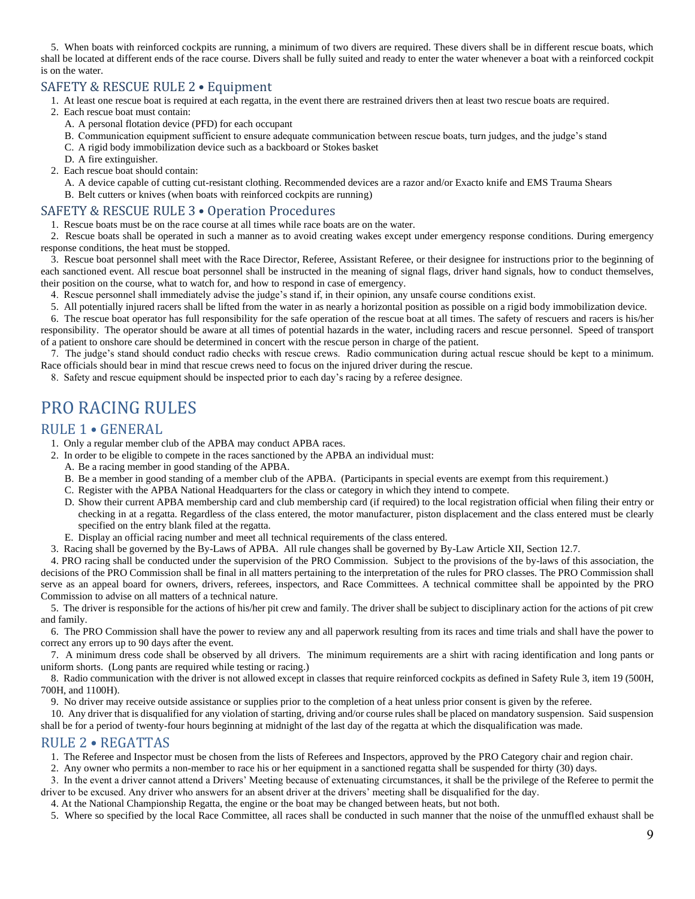5. When boats with reinforced cockpits are running, a minimum of two divers are required. These divers shall be in different rescue boats, which shall be located at different ends of the race course. Divers shall be fully suited and ready to enter the water whenever a boat with a reinforced cockpit is on the water.

### SAFETY & RESCUE RULE 2 • Equipment

1. At least one rescue boat is required at each regatta, in the event there are restrained drivers then at least two rescue boats are required.
2. Each rescue boat must contain:
   - A. A personal flotation device (PFD) for each occupant
   - B. Communication equipment sufficient to ensure adequate communication between rescue boats, turn judges, and the judge's stand
   - C. A rigid body immobilization device such as a backboard or Stokes basket
   - D. A fire extinguisher.
2. Each rescue boat should contain:
   - A. A device capable of cutting cut-resistant clothing. Recommended devices are a razor and/or Exacto knife and EMS Trauma Shears
   - B. Belt cutters or knives (when boats with reinforced cockpits are running)

### SAFETY & RESCUE RULE 3 • Operation Procedures

1. Rescue boats must be on the race course at all times while race boats are on the water.

2. Rescue boats shall be operated in such a manner as to avoid creating wakes except under emergency response conditions. During emergency response conditions, the heat must be stopped.

3. Rescue boat personnel shall meet with the Race Director, Referee, Assistant Referee, or their designee for instructions prior to the beginning of each sanctioned event. All rescue boat personnel shall be instructed in the meaning of signal flags, driver hand signals, how to conduct themselves, their position on the course, what to watch for, and how to respond in case of emergency.

4. Rescue personnel shall immediately advise the judge's stand if, in their opinion, any unsafe course conditions exist.

5. All potentially injured racers shall be lifted from the water in as nearly a horizontal position as possible on a rigid body immobilization device.

6. The rescue boat operator has full responsibility for the safe operation of the rescue boat at all times. The safety of rescuers and racers is his/her responsibility. The operator should be aware at all times of potential hazards in the water, including racers and rescue personnel. Speed of transport of a patient to onshore care should be determined in concert with the rescue person in charge of the patient.

7. The judge's stand should conduct radio checks with rescue crews. Radio communication during actual rescue should be kept to a minimum. Race officials should bear in mind that rescue crews need to focus on the injured driver during the rescue.

8. Safety and rescue equipment should be inspected prior to each day's racing by a referee designee.

# PRO RACING RULES

## RULE 1 • GENERAL

1. Only a regular member club of the APBA may conduct APBA races.
2. In order to be eligible to compete in the races sanctioned by the APBA an individual must:
   - A. Be a racing member in good standing of the APBA.
   - B. Be a member in good standing of a member club of the APBA. (Participants in special events are exempt from this requirement.)
   - C. Register with the APBA National Headquarters for the class or category in which they intend to compete.
   - D. Show their current APBA membership card and club membership card (if required) to the local registration official when filing their entry or checking in at a regatta. Regardless of the class entered, the motor manufacturer, piston displacement and the class entered must be clearly specified on the entry blank filed at the regatta.
   - E. Display an official racing number and meet all technical requirements of the class entered.
3. Racing shall be governed by the By-Laws of APBA. All rule changes shall be governed by By-Law Article XII, Section 12.7.

4. PRO racing shall be conducted under the supervision of the PRO Commission. Subject to the provisions of the by-laws of this association, the decisions of the PRO Commission shall be final in all matters pertaining to the interpretation of the rules for PRO classes. The PRO Commission shall serve as an appeal board for owners, drivers, referees, inspectors, and Race Committees. A technical committee shall be appointed by the PRO Commission to advise on all matters of a technical nature.

5. The driver is responsible for the actions of his/her pit crew and family. The driver shall be subject to disciplinary action for the actions of pit crew and family.

6. The PRO Commission shall have the power to review any and all paperwork resulting from its races and time trials and shall have the power to correct any errors up to 90 days after the event.

7. A minimum dress code shall be observed by all drivers. The minimum requirements are a shirt with racing identification and long pants or uniform shorts. (Long pants are required while testing or racing.)

8. Radio communication with the driver is not allowed except in classes that require reinforced cockpits as defined in Safety Rule 3, item 19 (500H, 700H, and 1100H).

9. No driver may receive outside assistance or supplies prior to the completion of a heat unless prior consent is given by the referee.

10. Any driver that is disqualified for any violation of starting, driving and/or course rules shall be placed on mandatory suspension. Said suspension shall be for a period of twenty-four hours beginning at midnight of the last day of the regatta at which the disqualification was made.

## RULE 2 • REGATTAS

1. The Referee and Inspector must be chosen from the lists of Referees and Inspectors, approved by the PRO Category chair and region chair.

2. Any owner who permits a non-member to race his or her equipment in a sanctioned regatta shall be suspended for thirty (30) days.

3. In the event a driver cannot attend a Drivers' Meeting because of extenuating circumstances, it shall be the privilege of the Referee to permit the driver to be excused. Any driver who answers for an absent driver at the drivers' meeting shall be disqualified for the day.

4. At the National Championship Regatta, the engine or the boat may be changed between heats, but not both.

5. Where so specified by the local Race Committee, all races shall be conducted in such manner that the noise of the unmuffled exhaust shall be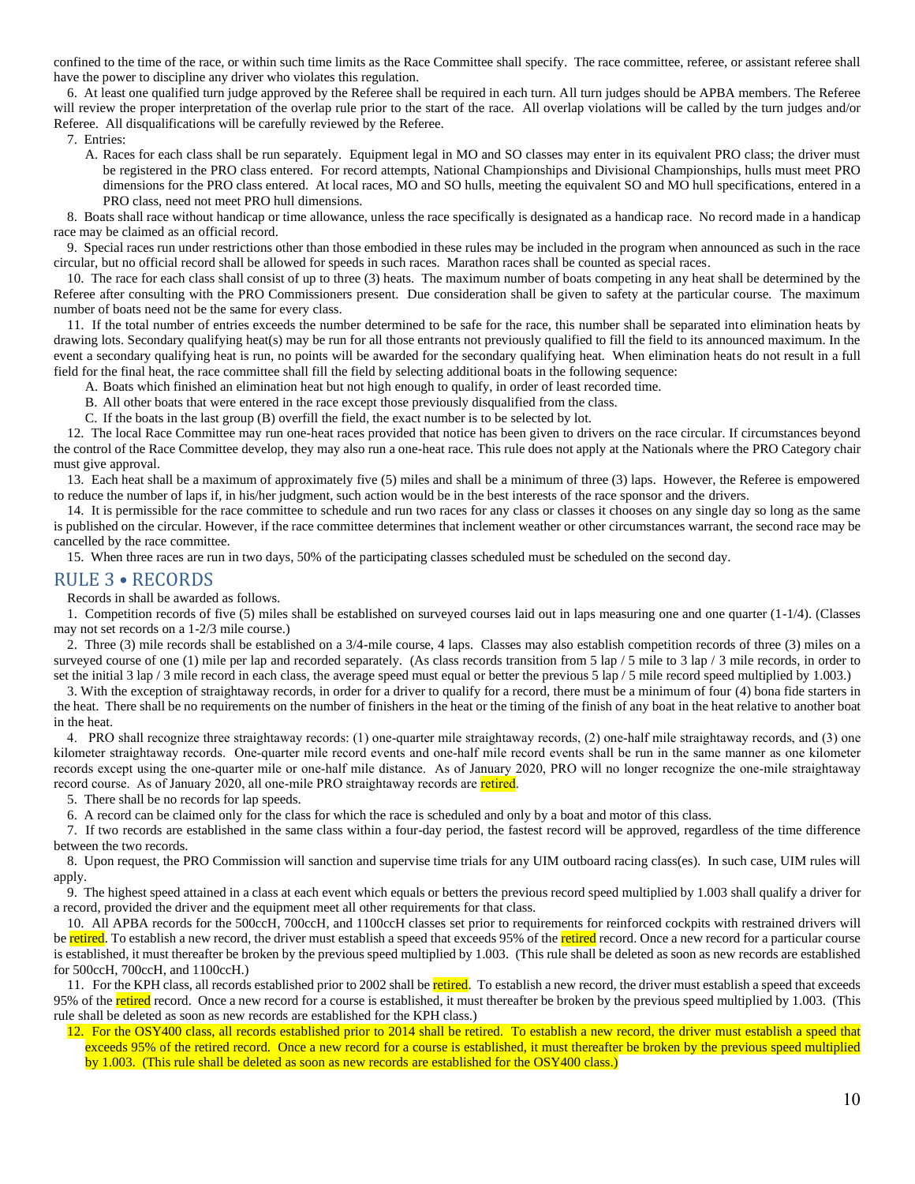confined to the time of the race, or within such time limits as the Race Committee shall specify. The race committee, referee, or assistant referee shall have the power to discipline any driver who violates this regulation.

6. At least one qualified turn judge approved by the Referee shall be required in each turn. All turn judges should be APBA members. The Referee will review the proper interpretation of the overlap rule prior to the start of the race. All overlap violations will be called by the turn judges and/or Referee. All disqualifications will be carefully reviewed by the Referee.

7. Entries:

A. Races for each class shall be run separately. Equipment legal in MO and SO classes may enter in its equivalent PRO class; the driver must be registered in the PRO class entered. For record attempts, National Championships and Divisional Championships, hulls must meet PRO dimensions for the PRO class entered. At local races, MO and SO hulls, meeting the equivalent SO and MO hull specifications, entered in a PRO class, need not meet PRO hull dimensions.

8. Boats shall race without handicap or time allowance, unless the race specifically is designated as a handicap race. No record made in a handicap race may be claimed as an official record.

9. Special races run under restrictions other than those embodied in these rules may be included in the program when announced as such in the race circular, but no official record shall be allowed for speeds in such races. Marathon races shall be counted as special races.

10. The race for each class shall consist of up to three (3) heats. The maximum number of boats competing in any heat shall be determined by the Referee after consulting with the PRO Commissioners present. Due consideration shall be given to safety at the particular course. The maximum number of boats need not be the same for every class.

11. If the total number of entries exceeds the number determined to be safe for the race, this number shall be separated into elimination heats by drawing lots. Secondary qualifying heat(s) may be run for all those entrants not previously qualified to fill the field to its announced maximum. In the event a secondary qualifying heat is run, no points will be awarded for the secondary qualifying heat. When elimination heats do not result in a full field for the final heat, the race committee shall fill the field by selecting additional boats in the following sequence:

A. Boats which finished an elimination heat but not high enough to qualify, in order of least recorded time.
B. All other boats that were entered in the race except those previously disqualified from the class.
C. If the boats in the last group (B) overfill the field, the exact number is to be selected by lot.

12. The local Race Committee may run one-heat races provided that notice has been given to drivers on the race circular. If circumstances beyond the control of the Race Committee develop, they may also run a one-heat race. This rule does not apply at the Nationals where the PRO Category chair must give approval.

13. Each heat shall be a maximum of approximately five (5) miles and shall be a minimum of three (3) laps. However, the Referee is empowered to reduce the number of laps if, in his/her judgment, such action would be in the best interests of the race sponsor and the drivers.

14. It is permissible for the race committee to schedule and run two races for any class or classes it chooses on any single day so long as the same is published on the circular. However, if the race committee determines that inclement weather or other circumstances warrant, the second race may be cancelled by the race committee.

15. When three races are run in two days, 50% of the participating classes scheduled must be scheduled on the second day.

## RULE 3 • RECORDS

Records in shall be awarded as follows.

1. Competition records of five (5) miles shall be established on surveyed courses laid out in laps measuring one and one quarter (1-1/4). (Classes may not set records on a 1-2/3 mile course.)

2. Three (3) mile records shall be established on a 3/4-mile course, 4 laps. Classes may also establish competition records of three (3) miles on a surveyed course of one (1) mile per lap and recorded separately. (As class records transition from 5 lap / 5 mile to 3 lap / 3 mile records, in order to set the initial 3 lap / 3 mile record in each class, the average speed must equal or better the previous 5 lap / 5 mile record speed multiplied by 1.003.)

3. With the exception of straightaway records, in order for a driver to qualify for a record, there must be a minimum of four (4) bona fide starters in the heat. There shall be no requirements on the number of finishers in the heat or the timing of the finish of any boat in the heat relative to another boat in the heat.

4. PRO shall recognize three straightaway records: (1) one-quarter mile straightaway records, (2) one-half mile straightaway records, and (3) one kilometer straightaway records. One-quarter mile record events and one-half mile record events shall be run in the same manner as one kilometer records except using the one-quarter mile or one-half mile distance. As of January 2020, PRO will no longer recognize the one-mile straightaway record course. As of January 2020, all one-mile PRO straightaway records are retired.

5. There shall be no records for lap speeds.

6. A record can be claimed only for the class for which the race is scheduled and only by a boat and motor of this class.

7. If two records are established in the same class within a four-day period, the fastest record will be approved, regardless of the time difference between the two records.

8. Upon request, the PRO Commission will sanction and supervise time trials for any UIM outboard racing class(es). In such case, UIM rules will apply.

9. The highest speed attained in a class at each event which equals or betters the previous record speed multiplied by 1.003 shall qualify a driver for a record, provided the driver and the equipment meet all other requirements for that class.

10. All APBA records for the 500ccH, 700ccH, and 1100ccH classes set prior to requirements for reinforced cockpits with restrained drivers will be retired. To establish a new record, the driver must establish a speed that exceeds 95% of the retired record. Once a new record for a particular course is established, it must thereafter be broken by the previous speed multiplied by 1.003. (This rule shall be deleted as soon as new records are established for 500ccH, 700ccH, and 1100ccH.)

11. For the KPH class, all records established prior to 2002 shall be retired. To establish a new record, the driver must establish a speed that exceeds 95% of the retired record. Once a new record for a course is established, it must thereafter be broken by the previous speed multiplied by 1.003. (This rule shall be deleted as soon as new records are established for the KPH class.)

12. For the OSY400 class, all records established prior to 2014 shall be retired. To establish a new record, the driver must establish a speed that exceeds 95% of the retired record. Once a new record for a course is established, it must thereafter be broken by the previous speed multiplied by 1.003. (This rule shall be deleted as soon as new records are established for the OSY400 class.)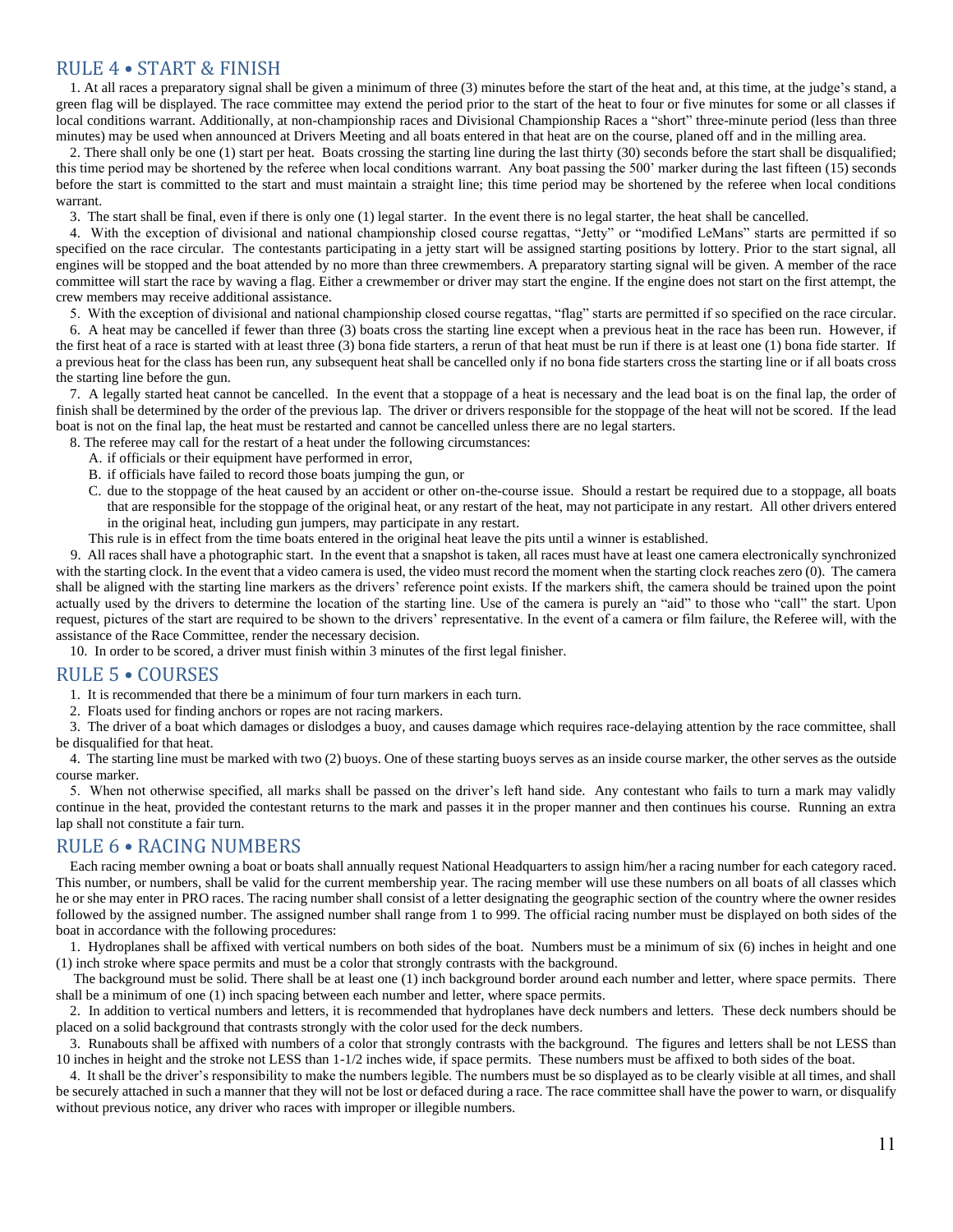## RULE 4 • START & FINISH

1. At all races a preparatory signal shall be given a minimum of three (3) minutes before the start of the heat and, at this time, at the judge's stand, a green flag will be displayed. The race committee may extend the period prior to the start of the heat to four or five minutes for some or all classes if local conditions warrant. Additionally, at non-championship races and Divisional Championship Races a "short" three-minute period (less than three minutes) may be used when announced at Drivers Meeting and all boats entered in that heat are on the course, planed off and in the milling area.

2. There shall only be one (1) start per heat. Boats crossing the starting line during the last thirty (30) seconds before the start shall be disqualified; this time period may be shortened by the referee when local conditions warrant. Any boat passing the 500' marker during the last fifteen (15) seconds before the start is committed to the start and must maintain a straight line; this time period may be shortened by the referee when local conditions warrant.

3. The start shall be final, even if there is only one (1) legal starter. In the event there is no legal starter, the heat shall be cancelled.

4. With the exception of divisional and national championship closed course regattas, "Jetty" or "modified LeMans" starts are permitted if so specified on the race circular. The contestants participating in a jetty start will be assigned starting positions by lottery. Prior to the start signal, all engines will be stopped and the boat attended by no more than three crewmembers. A preparatory starting signal will be given. A member of the race committee will start the race by waving a flag. Either a crewmember or driver may start the engine. If the engine does not start on the first attempt, the crew members may receive additional assistance.

5. With the exception of divisional and national championship closed course regattas, "flag" starts are permitted if so specified on the race circular.

6. A heat may be cancelled if fewer than three (3) boats cross the starting line except when a previous heat in the race has been run. However, if the first heat of a race is started with at least three (3) bona fide starters, a rerun of that heat must be run if there is at least one (1) bona fide starter. If a previous heat for the class has been run, any subsequent heat shall be cancelled only if no bona fide starters cross the starting line or if all boats cross the starting line before the gun.

7. A legally started heat cannot be cancelled. In the event that a stoppage of a heat is necessary and the lead boat is on the final lap, the order of finish shall be determined by the order of the previous lap. The driver or drivers responsible for the stoppage of the heat will not be scored. If the lead boat is not on the final lap, the heat must be restarted and cannot be cancelled unless there are no legal starters.

8. The referee may call for the restart of a heat under the following circumstances:

   A. if officials or their equipment have performed in error,
   B. if officials have failed to record those boats jumping the gun, or
   C. due to the stoppage of the heat caused by an accident or other on-the-course issue. Should a restart be required due to a stoppage, all boats that are responsible for the stoppage of the original heat, or any restart of the heat, may not participate in any restart. All other drivers entered in the original heat, including gun jumpers, may participate in any restart.

   This rule is in effect from the time boats entered in the original heat leave the pits until a winner is established.

9. All races shall have a photographic start. In the event that a snapshot is taken, all races must have at least one camera electronically synchronized with the starting clock. In the event that a video camera is used, the video must record the moment when the starting clock reaches zero (0). The camera shall be aligned with the starting line markers as the drivers' reference point exists. If the markers shift, the camera should be trained upon the point actually used by the drivers to determine the location of the starting line. Use of the camera is purely an "aid" to those who "call" the start. Upon request, pictures of the start are required to be shown to the drivers' representative. In the event of a camera or film failure, the Referee will, with the assistance of the Race Committee, render the necessary decision.

10. In order to be scored, a driver must finish within 3 minutes of the first legal finisher.

## RULE 5 • COURSES

1. It is recommended that there be a minimum of four turn markers in each turn.

2. Floats used for finding anchors or ropes are not racing markers.

3. The driver of a boat which damages or dislodges a buoy, and causes damage which requires race-delaying attention by the race committee, shall be disqualified for that heat.

4. The starting line must be marked with two (2) buoys. One of these starting buoys serves as an inside course marker, the other serves as the outside course marker.

5. When not otherwise specified, all marks shall be passed on the driver's left hand side. Any contestant who fails to turn a mark may validly continue in the heat, provided the contestant returns to the mark and passes it in the proper manner and then continues his course. Running an extra lap shall not constitute a fair turn.

## RULE 6 • RACING NUMBERS

Each racing member owning a boat or boats shall annually request National Headquarters to assign him/her a racing number for each category raced. This number, or numbers, shall be valid for the current membership year. The racing member will use these numbers on all boats of all classes which he or she may enter in PRO races. The racing number shall consist of a letter designating the geographic section of the country where the owner resides followed by the assigned number. The assigned number shall range from 1 to 999. The official racing number must be displayed on both sides of the boat in accordance with the following procedures:

1. Hydroplanes shall be affixed with vertical numbers on both sides of the boat. Numbers must be a minimum of six (6) inches in height and one (1) inch stroke where space permits and must be a color that strongly contrasts with the background.

   The background must be solid. There shall be at least one (1) inch background border around each number and letter, where space permits. There shall be a minimum of one (1) inch spacing between each number and letter, where space permits.

2. In addition to vertical numbers and letters, it is recommended that hydroplanes have deck numbers and letters. These deck numbers should be placed on a solid background that contrasts strongly with the color used for the deck numbers.

3. Runabouts shall be affixed with numbers of a color that strongly contrasts with the background. The figures and letters shall be not LESS than 10 inches in height and the stroke not LESS than 1-1/2 inches wide, if space permits. These numbers must be affixed to both sides of the boat.

4. It shall be the driver's responsibility to make the numbers legible. The numbers must be so displayed as to be clearly visible at all times, and shall be securely attached in such a manner that they will not be lost or defaced during a race. The race committee shall have the power to warn, or disqualify without previous notice, any driver who races with improper or illegible numbers.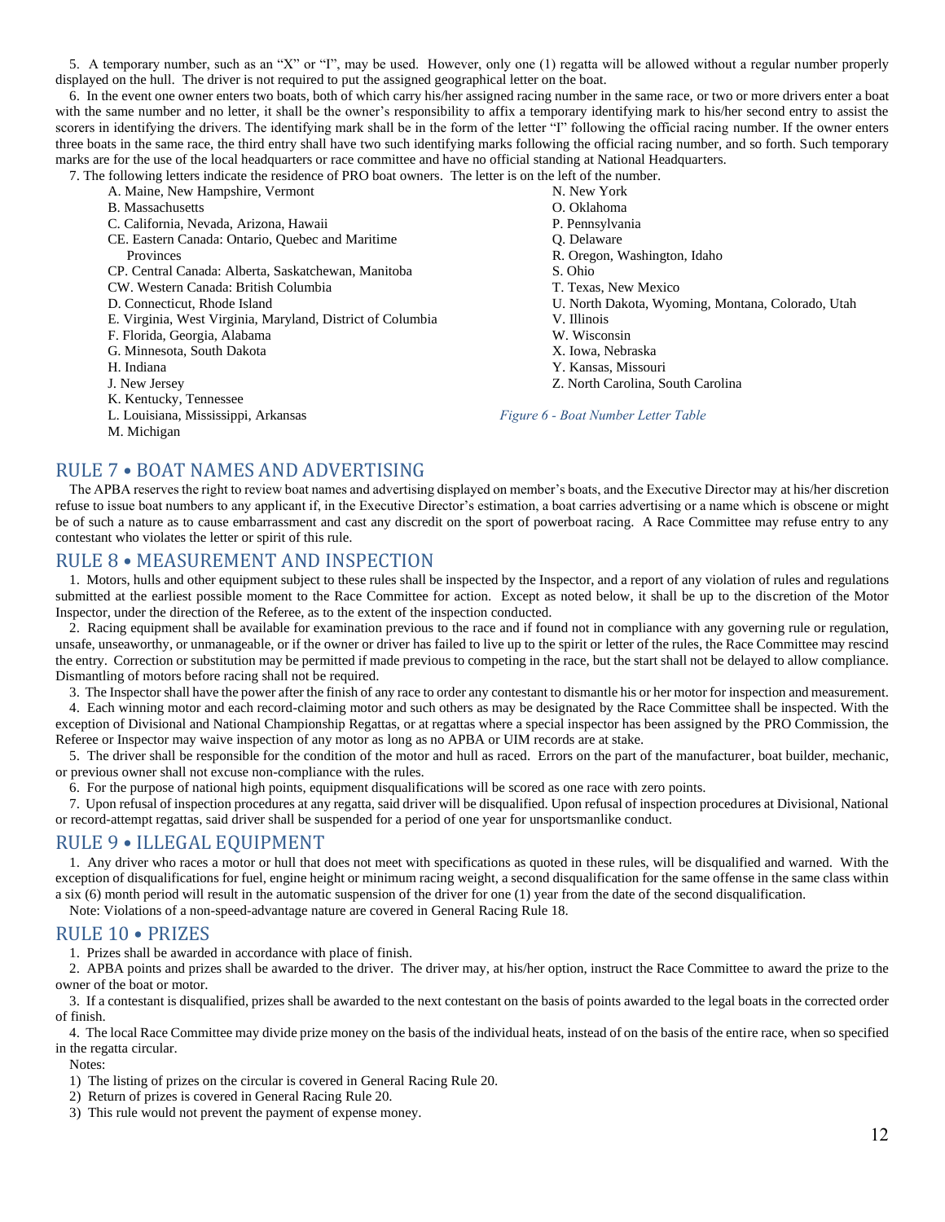5. A temporary number, such as an "X" or "I", may be used. However, only one (1) regatta will be allowed without a regular number properly displayed on the hull. The driver is not required to put the assigned geographical letter on the boat.

6. In the event one owner enters two boats, both of which carry his/her assigned racing number in the same race, or two or more drivers enter a boat with the same number and no letter, it shall be the owner's responsibility to affix a temporary identifying mark to his/her second entry to assist the scorers in identifying the drivers. The identifying mark shall be in the form of the letter "I" following the official racing number. If the owner enters three boats in the same race, the third entry shall have two such identifying marks following the official racing number, and so forth. Such temporary marks are for the use of the local headquarters or race committee and have no official standing at National Headquarters.

7. The following letters indicate the residence of PRO boat owners. The letter is on the left of the number.

- A. Maine, New Hampshire, Vermont
- B. Massachusetts
- C. California, Nevada, Arizona, Hawaii
- CE. Eastern Canada: Ontario, Quebec and Maritime Provinces
- CP. Central Canada: Alberta, Saskatchewan, Manitoba
- CW. Western Canada: British Columbia
- D. Connecticut, Rhode Island
- E. Virginia, West Virginia, Maryland, District of Columbia
- F. Florida, Georgia, Alabama
- G. Minnesota, South Dakota
- H. Indiana
- J. New Jersey
- K. Kentucky, Tennessee
- L. Louisiana, Mississippi, Arkansas
- M. Michigan
- N. New York
- O. Oklahoma
- P. Pennsylvania
- Q. Delaware
- R. Oregon, Washington, Idaho
- S. Ohio
- T. Texas, New Mexico
- U. North Dakota, Wyoming, Montana, Colorado, Utah
- V. Illinois
- W. Wisconsin
- X. Iowa, Nebraska
- Y. Kansas, Missouri
- Z. North Carolina, South Carolina

*Figure 6 - Boat Number Letter Table*

## RULE 7 • BOAT NAMES AND ADVERTISING

The APBA reserves the right to review boat names and advertising displayed on member's boats, and the Executive Director may at his/her discretion refuse to issue boat numbers to any applicant if, in the Executive Director's estimation, a boat carries advertising or a name which is obscene or might be of such a nature as to cause embarrassment and cast any discredit on the sport of powerboat racing. A Race Committee may refuse entry to any contestant who violates the letter or spirit of this rule.

## RULE 8 • MEASUREMENT AND INSPECTION

1. Motors, hulls and other equipment subject to these rules shall be inspected by the Inspector, and a report of any violation of rules and regulations submitted at the earliest possible moment to the Race Committee for action. Except as noted below, it shall be up to the discretion of the Motor Inspector, under the direction of the Referee, as to the extent of the inspection conducted.

2. Racing equipment shall be available for examination previous to the race and if found not in compliance with any governing rule or regulation, unsafe, unseaworthy, or unmanageable, or if the owner or driver has failed to live up to the spirit or letter of the rules, the Race Committee may rescind the entry. Correction or substitution may be permitted if made previous to competing in the race, but the start shall not be delayed to allow compliance. Dismantling of motors before racing shall not be required.

3. The Inspector shall have the power after the finish of any race to order any contestant to dismantle his or her motor for inspection and measurement.

4. Each winning motor and each record-claiming motor and such others as may be designated by the Race Committee shall be inspected. With the exception of Divisional and National Championship Regattas, or at regattas where a special inspector has been assigned by the PRO Commission, the Referee or Inspector may waive inspection of any motor as long as no APBA or UIM records are at stake.

5. The driver shall be responsible for the condition of the motor and hull as raced. Errors on the part of the manufacturer, boat builder, mechanic, or previous owner shall not excuse non-compliance with the rules.

6. For the purpose of national high points, equipment disqualifications will be scored as one race with zero points.

7. Upon refusal of inspection procedures at any regatta, said driver will be disqualified. Upon refusal of inspection procedures at Divisional, National or record-attempt regattas, said driver shall be suspended for a period of one year for unsportsmanlike conduct.

## RULE 9 • ILLEGAL EQUIPMENT

1. Any driver who races a motor or hull that does not meet with specifications as quoted in these rules, will be disqualified and warned. With the exception of disqualifications for fuel, engine height or minimum racing weight, a second disqualification for the same offense in the same class within a six (6) month period will result in the automatic suspension of the driver for one (1) year from the date of the second disqualification.

Note: Violations of a non-speed-advantage nature are covered in General Racing Rule 18.

## RULE 10 • PRIZES

1. Prizes shall be awarded in accordance with place of finish.

2. APBA points and prizes shall be awarded to the driver. The driver may, at his/her option, instruct the Race Committee to award the prize to the owner of the boat or motor.

3. If a contestant is disqualified, prizes shall be awarded to the next contestant on the basis of points awarded to the legal boats in the corrected order of finish.

4. The local Race Committee may divide prize money on the basis of the individual heats, instead of on the basis of the entire race, when so specified in the regatta circular.

Notes:

1) The listing of prizes on the circular is covered in General Racing Rule 20.
2) Return of prizes is covered in General Racing Rule 20.
3) This rule would not prevent the payment of expense money.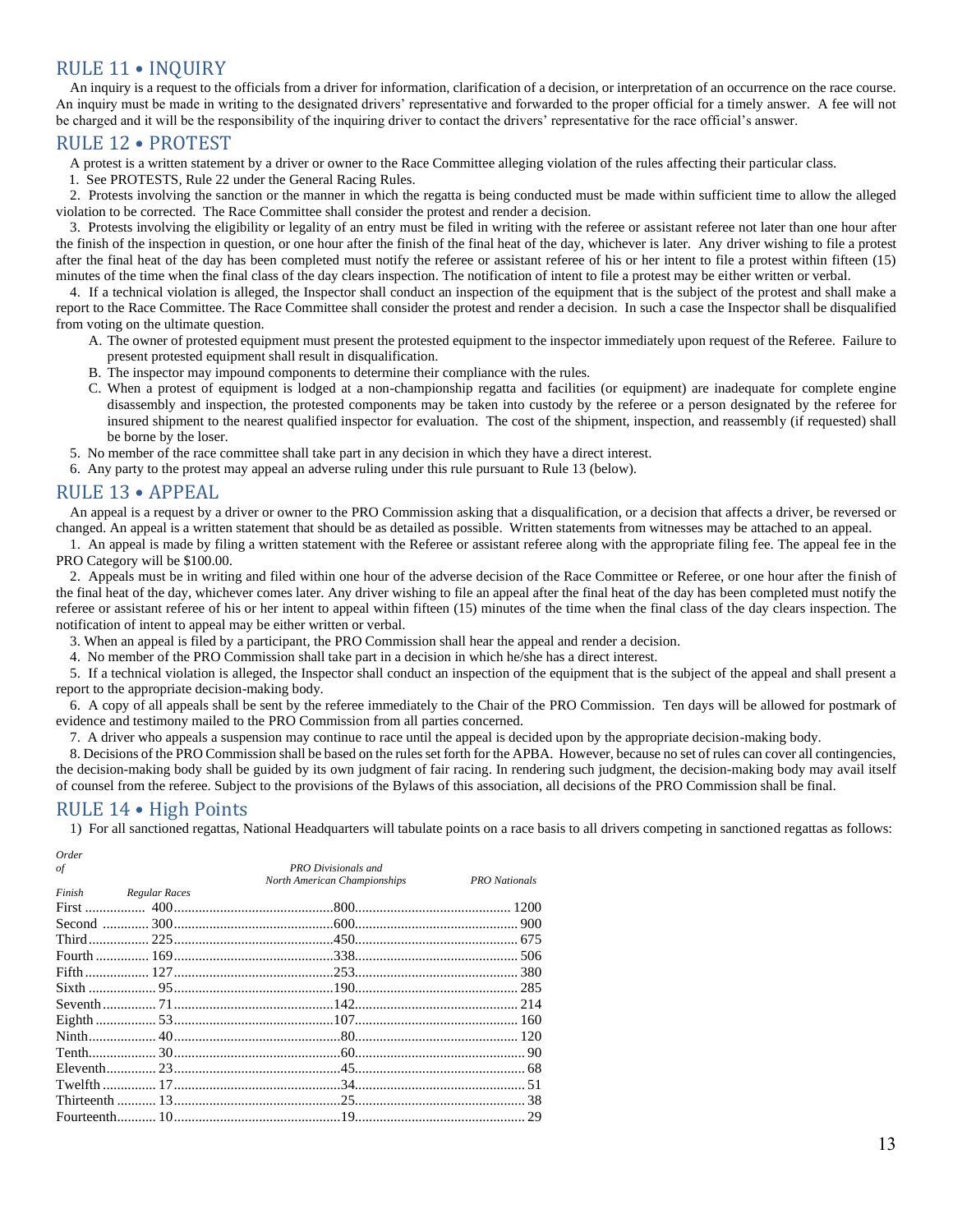## RULE 11 • INQUIRY

An inquiry is a request to the officials from a driver for information, clarification of a decision, or interpretation of an occurrence on the race course. An inquiry must be made in writing to the designated drivers' representative and forwarded to the proper official for a timely answer. A fee will not be charged and it will be the responsibility of the inquiring driver to contact the drivers' representative for the race official's answer.

## RULE 12 • PROTEST

A protest is a written statement by a driver or owner to the Race Committee alleging violation of the rules affecting their particular class.

1. See PROTESTS, Rule 22 under the General Racing Rules.
2. Protests involving the sanction or the manner in which the regatta is being conducted must be made within sufficient time to allow the alleged violation to be corrected. The Race Committee shall consider the protest and render a decision.
3. Protests involving the eligibility or legality of an entry must be filed in writing with the referee or assistant referee not later than one hour after the finish of the inspection in question, or one hour after the finish of the final heat of the day, whichever is later. Any driver wishing to file a protest after the final heat of the day has been completed must notify the referee or assistant referee of his or her intent to file a protest within fifteen (15) minutes of the time when the final class of the day clears inspection. The notification of intent to file a protest may be either written or verbal.
4. If a technical violation is alleged, the Inspector shall conduct an inspection of the equipment that is the subject of the protest and shall make a report to the Race Committee. The Race Committee shall consider the protest and render a decision. In such a case the Inspector shall be disqualified from voting on the ultimate question.
   A. The owner of protested equipment must present the protested equipment to the inspector immediately upon request of the Referee. Failure to present protested equipment shall result in disqualification.
   B. The inspector may impound components to determine their compliance with the rules.
   C. When a protest of equipment is lodged at a non-championship regatta and facilities (or equipment) are inadequate for complete engine disassembly and inspection, the protested components may be taken into custody by the referee or a person designated by the referee for insured shipment to the nearest qualified inspector for evaluation. The cost of the shipment, inspection, and reassembly (if requested) shall be borne by the loser.
5. No member of the race committee shall take part in any decision in which they have a direct interest.
6. Any party to the protest may appeal an adverse ruling under this rule pursuant to Rule 13 (below).

## RULE 13 • APPEAL

An appeal is a request by a driver or owner to the PRO Commission asking that a disqualification, or a decision that affects a driver, be reversed or changed. An appeal is a written statement that should be as detailed as possible. Written statements from witnesses may be attached to an appeal.

1. An appeal is made by filing a written statement with the Referee or assistant referee along with the appropriate filing fee. The appeal fee in the PRO Category will be $100.00.
2. Appeals must be in writing and filed within one hour of the adverse decision of the Race Committee or Referee, or one hour after the finish of the final heat of the day, whichever comes later. Any driver wishing to file an appeal after the final heat of the day has been completed must notify the referee or assistant referee of his or her intent to appeal within fifteen (15) minutes of the time when the final class of the day clears inspection. The notification of intent to appeal may be either written or verbal.
3. When an appeal is filed by a participant, the PRO Commission shall hear the appeal and render a decision.
4. No member of the PRO Commission shall take part in a decision in which he/she has a direct interest.
5. If a technical violation is alleged, the Inspector shall conduct an inspection of the equipment that is the subject of the appeal and shall present a report to the appropriate decision-making body.
6. A copy of all appeals shall be sent by the referee immediately to the Chair of the PRO Commission. Ten days will be allowed for postmark of evidence and testimony mailed to the PRO Commission from all parties concerned.
7. A driver who appeals a suspension may continue to race until the appeal is decided upon by the appropriate decision-making body.
8. Decisions of the PRO Commission shall be based on the rules set forth for the APBA. However, because no set of rules can cover all contingencies, the decision-making body shall be guided by its own judgment of fair racing. In rendering such judgment, the decision-making body may avail itself of counsel from the referee. Subject to the provisions of the Bylaws of this association, all decisions of the PRO Commission shall be final.

## RULE 14 • High Points

1) For all sanctioned regattas, National Headquarters will tabulate points on a race basis to all drivers competing in sanctioned regattas as follows:

| *Order of Finish* | *Regular Races* | *PRO Divisionals and North American Championships* | *PRO Nationals* |
|---|---|---|---|
| First | 400 | 800 | 1200 |
| Second | 300 | 600 | 900 |
| Third | 225 | 450 | 675 |
| Fourth | 169 | 338 | 506 |
| Fifth | 127 | 253 | 380 |
| Sixth | 95 | 190 | 285 |
| Seventh | 71 | 142 | 214 |
| Eighth | 53 | 107 | 160 |
| Ninth | 40 | 80 | 120 |
| Tenth | 30 | 60 | 90 |
| Eleventh | 23 | 45 | 68 |
| Twelfth | 17 | 34 | 51 |
| Thirteenth | 13 | 25 | 38 |
| Fourteenth | 10 | 19 | 29 |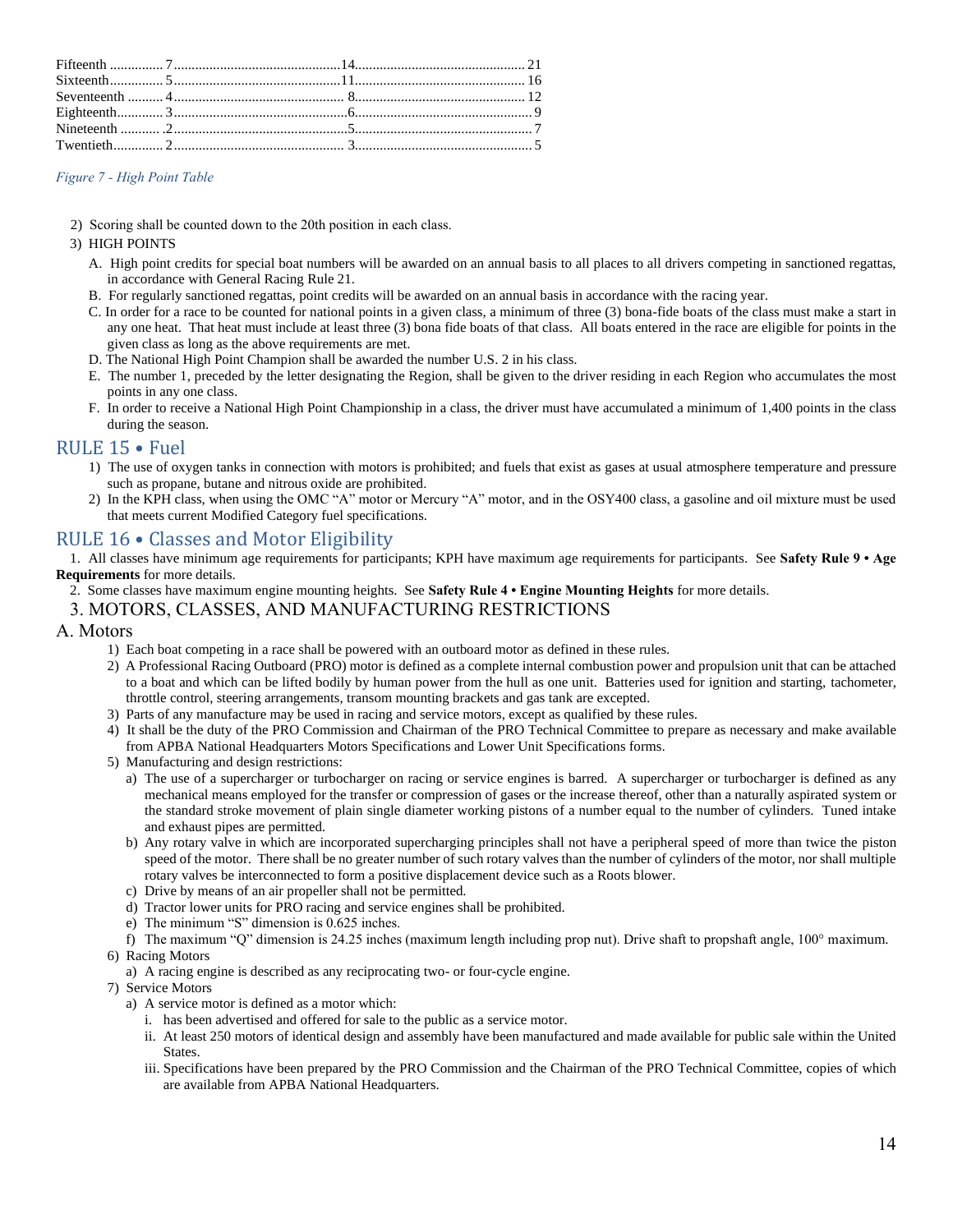| | | | |
|---|---|---|---|
| Fifteenth | 7 | 14 | 21 |
| Sixteenth | 5 | 11 | 16 |
| Seventeenth | 4 | 8 | 12 |
| Eighteenth | 3 | 6 | 9 |
| Nineteenth | 2 | 5 | 7 |
| Twentieth | 2 | 3 | 5 |

*Figure 7 - High Point Table*

2) Scoring shall be counted down to the 20th position in each class.

3) HIGH POINTS

   A. High point credits for special boat numbers will be awarded on an annual basis to all places to all drivers competing in sanctioned regattas, in accordance with General Racing Rule 21.

   B. For regularly sanctioned regattas, point credits will be awarded on an annual basis in accordance with the racing year.

   C. In order for a race to be counted for national points in a given class, a minimum of three (3) bona-fide boats of the class must make a start in any one heat. That heat must include at least three (3) bona fide boats of that class. All boats entered in the race are eligible for points in the given class as long as the above requirements are met.

   D. The National High Point Champion shall be awarded the number U.S. 2 in his class.

   E. The number 1, preceded by the letter designating the Region, shall be given to the driver residing in each Region who accumulates the most points in any one class.

   F. In order to receive a National High Point Championship in a class, the driver must have accumulated a minimum of 1,400 points in the class during the season.

## RULE 15 • Fuel

1) The use of oxygen tanks in connection with motors is prohibited; and fuels that exist as gases at usual atmosphere temperature and pressure such as propane, butane and nitrous oxide are prohibited.

2) In the KPH class, when using the OMC "A" motor or Mercury "A" motor, and in the OSY400 class, a gasoline and oil mixture must be used that meets current Modified Category fuel specifications.

## RULE 16 • Classes and Motor Eligibility

1. All classes have minimum age requirements for participants; KPH have maximum age requirements for participants. See **Safety Rule 9 • Age Requirements** for more details.

2. Some classes have maximum engine mounting heights. See **Safety Rule 4 • Engine Mounting Heights** for more details.

### 3. MOTORS, CLASSES, AND MANUFACTURING RESTRICTIONS

### A. Motors

1) Each boat competing in a race shall be powered with an outboard motor as defined in these rules.

2) A Professional Racing Outboard (PRO) motor is defined as a complete internal combustion power and propulsion unit that can be attached to a boat and which can be lifted bodily by human power from the hull as one unit. Batteries used for ignition and starting, tachometer, throttle control, steering arrangements, transom mounting brackets and gas tank are excepted.

3) Parts of any manufacture may be used in racing and service motors, except as qualified by these rules.

4) It shall be the duty of the PRO Commission and Chairman of the PRO Technical Committee to prepare as necessary and make available from APBA National Headquarters Motors Specifications and Lower Unit Specifications forms.

5) Manufacturing and design restrictions:

   a) The use of a supercharger or turbocharger on racing or service engines is barred. A supercharger or turbocharger is defined as any mechanical means employed for the transfer or compression of gases or the increase thereof, other than a naturally aspirated system or the standard stroke movement of plain single diameter working pistons of a number equal to the number of cylinders. Tuned intake and exhaust pipes are permitted.

   b) Any rotary valve in which are incorporated supercharging principles shall not have a peripheral speed of more than twice the piston speed of the motor. There shall be no greater number of such rotary valves than the number of cylinders of the motor, nor shall multiple rotary valves be interconnected to form a positive displacement device such as a Roots blower.

   c) Drive by means of an air propeller shall not be permitted.

   d) Tractor lower units for PRO racing and service engines shall be prohibited.

   e) The minimum "S" dimension is 0.625 inches.

   f) The maximum "Q" dimension is 24.25 inches (maximum length including prop nut). Drive shaft to propshaft angle, 100° maximum.

6) Racing Motors

   a) A racing engine is described as any reciprocating two- or four-cycle engine.

7) Service Motors

   a) A service motor is defined as a motor which:

      i. has been advertised and offered for sale to the public as a service motor.

      ii. At least 250 motors of identical design and assembly have been manufactured and made available for public sale within the United States.

      iii. Specifications have been prepared by the PRO Commission and the Chairman of the PRO Technical Committee, copies of which are available from APBA National Headquarters.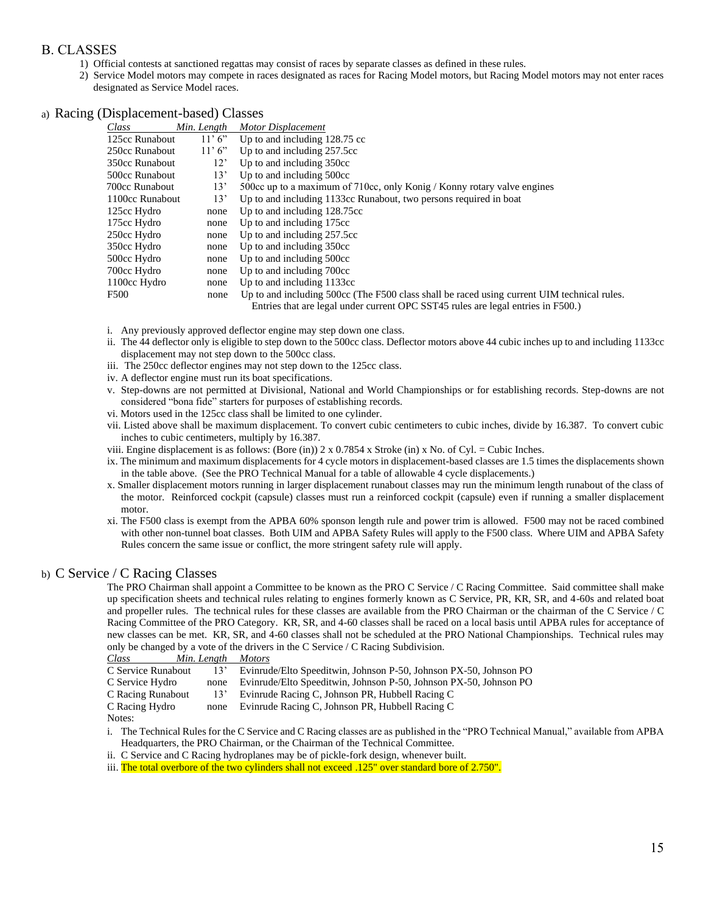## B. CLASSES

1) Official contests at sanctioned regattas may consist of races by separate classes as defined in these rules.
2) Service Model motors may compete in races designated as races for Racing Model motors, but Racing Model motors may not enter races designated as Service Model races.

### a) Racing (Displacement-based) Classes

| *Class* | *Min. Length* | *Motor Displacement* |
|---|---|---|
| 125cc Runabout | 11' 6" | Up to and including 128.75 cc |
| 250cc Runabout | 11' 6" | Up to and including 257.5cc |
| 350cc Runabout | 12' | Up to and including 350cc |
| 500cc Runabout | 13' | Up to and including 500cc |
| 700cc Runabout | 13' | 500cc up to a maximum of 710cc, only Konig / Konny rotary valve engines |
| 1100cc Runabout | 13' | Up to and including 1133cc Runabout, two persons required in boat |
| 125cc Hydro | none | Up to and including 128.75cc |
| 175cc Hydro | none | Up to and including 175cc |
| 250cc Hydro | none | Up to and including 257.5cc |
| 350cc Hydro | none | Up to and including 350cc |
| 500cc Hydro | none | Up to and including 500cc |
| 700cc Hydro | none | Up to and including 700cc |
| 1100cc Hydro | none | Up to and including 1133cc |
| F500 | none | Up to and including 500cc (The F500 class shall be raced using current UIM technical rules. Entries that are legal under current OPC SST45 rules are legal entries in F500.) |

i. Any previously approved deflector engine may step down one class.
ii. The 44 deflector only is eligible to step down to the 500cc class. Deflector motors above 44 cubic inches up to and including 1133cc displacement may not step down to the 500cc class.
iii. The 250cc deflector engines may not step down to the 125cc class.
iv. A deflector engine must run its boat specifications.
v. Step-downs are not permitted at Divisional, National and World Championships or for establishing records. Step-downs are not considered "bona fide" starters for purposes of establishing records.
vi. Motors used in the 125cc class shall be limited to one cylinder.
vii. Listed above shall be maximum displacement. To convert cubic centimeters to cubic inches, divide by 16.387. To convert cubic inches to cubic centimeters, multiply by 16.387.
viii. Engine displacement is as follows: (Bore (in)) 2 x 0.7854 x Stroke (in) x No. of Cyl. = Cubic Inches.
ix. The minimum and maximum displacements for 4 cycle motors in displacement-based classes are 1.5 times the displacements shown in the table above. (See the PRO Technical Manual for a table of allowable 4 cycle displacements.)
x. Smaller displacement motors running in larger displacement runabout classes may run the minimum length runabout of the class of the motor. Reinforced cockpit (capsule) classes must run a reinforced cockpit (capsule) even if running a smaller displacement motor.
xi. The F500 class is exempt from the APBA 60% sponson length rule and power trim is allowed. F500 may not be raced combined with other non-tunnel boat classes. Both UIM and APBA Safety Rules will apply to the F500 class. Where UIM and APBA Safety Rules concern the same issue or conflict, the more stringent safety rule will apply.

### b) C Service / C Racing Classes

The PRO Chairman shall appoint a Committee to be known as the PRO C Service / C Racing Committee. Said committee shall make up specification sheets and technical rules relating to engines formerly known as C Service, PR, KR, SR, and 4-60s and related boat and propeller rules. The technical rules for these classes are available from the PRO Chairman or the chairman of the C Service / C Racing Committee of the PRO Category. KR, SR, and 4-60 classes shall be raced on a local basis until APBA rules for acceptance of new classes can be met. KR, SR, and 4-60 classes shall not be scheduled at the PRO National Championships. Technical rules may only be changed by a vote of the drivers in the C Service / C Racing Subdivision.

| *Class* | *Min. Length* | *Motors* |
|---|---|---|
| C Service Runabout | 13' | Evinrude/Elto Speeditwin, Johnson P-50, Johnson PX-50, Johnson PO |
| C Service Hydro | none | Evinrude/Elto Speeditwin, Johnson P-50, Johnson PX-50, Johnson PO |
| C Racing Runabout | 13' | Evinrude Racing C, Johnson PR, Hubbell Racing C |
| C Racing Hydro | none | Evinrude Racing C, Johnson PR, Hubbell Racing C |

Notes:

i. The Technical Rules for the C Service and C Racing classes are as published in the "PRO Technical Manual," available from APBA Headquarters, the PRO Chairman, or the Chairman of the Technical Committee.
ii. C Service and C Racing hydroplanes may be of pickle-fork design, whenever built.
iii. The total overbore of the two cylinders shall not exceed .125" over standard bore of 2.750".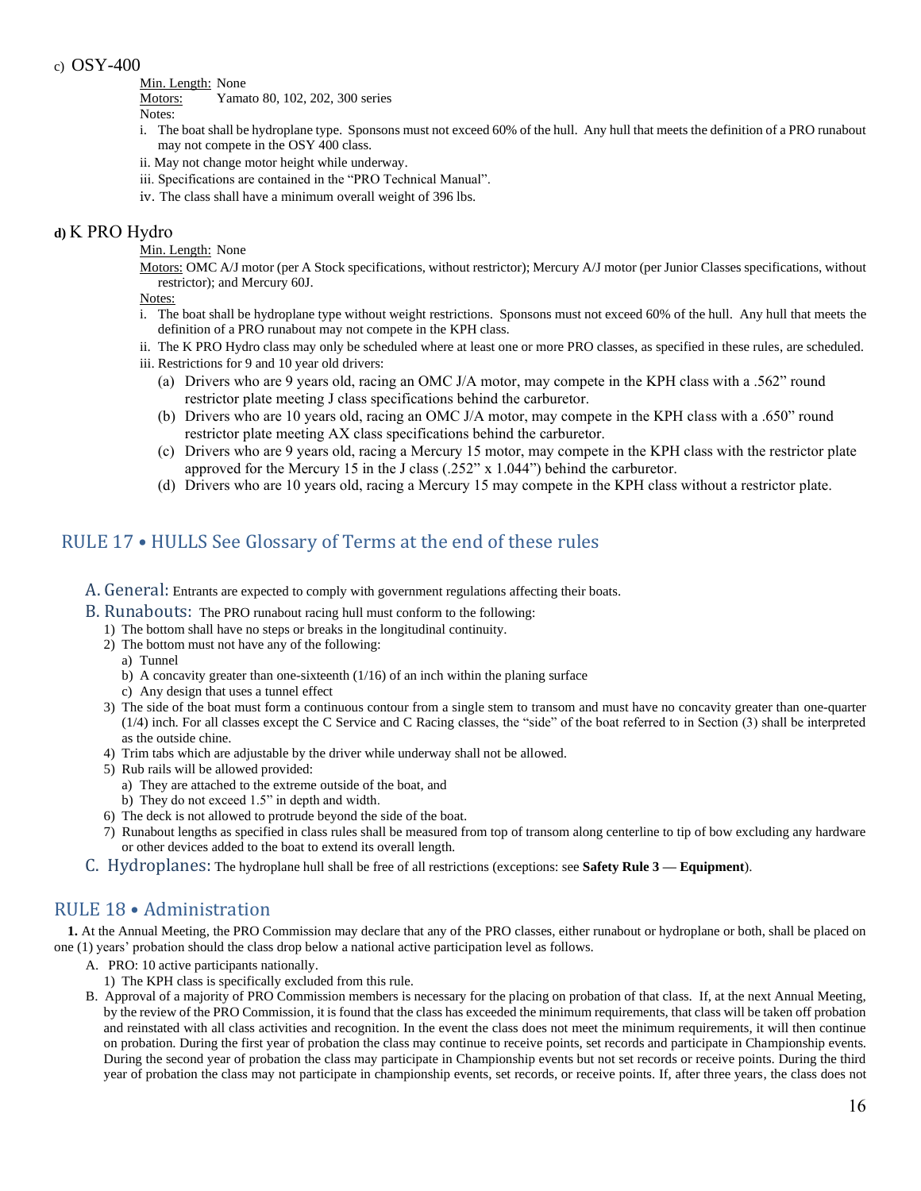c) OSY-400

Min. Length: None
Motors: Yamato 80, 102, 202, 300 series
Notes:

i. The boat shall be hydroplane type. Sponsons must not exceed 60% of the hull. Any hull that meets the definition of a PRO runabout may not compete in the OSY 400 class.
ii. May not change motor height while underway.
iii. Specifications are contained in the "PRO Technical Manual".
iv. The class shall have a minimum overall weight of 396 lbs.

**d)** K PRO Hydro

Min. Length: None
Motors: OMC A/J motor (per A Stock specifications, without restrictor); Mercury A/J motor (per Junior Classes specifications, without restrictor); and Mercury 60J.
Notes:

i. The boat shall be hydroplane type without weight restrictions. Sponsons must not exceed 60% of the hull. Any hull that meets the definition of a PRO runabout may not compete in the KPH class.
ii. The K PRO Hydro class may only be scheduled where at least one or more PRO classes, as specified in these rules, are scheduled.
iii. Restrictions for 9 and 10 year old drivers:
   (a) Drivers who are 9 years old, racing an OMC J/A motor, may compete in the KPH class with a .562" round restrictor plate meeting J class specifications behind the carburetor.
   (b) Drivers who are 10 years old, racing an OMC J/A motor, may compete in the KPH class with a .650" round restrictor plate meeting AX class specifications behind the carburetor.
   (c) Drivers who are 9 years old, racing a Mercury 15 motor, may compete in the KPH class with the restrictor plate approved for the Mercury 15 in the J class (.252" x 1.044") behind the carburetor.
   (d) Drivers who are 10 years old, racing a Mercury 15 may compete in the KPH class without a restrictor plate.

## RULE 17 • HULLS See Glossary of Terms at the end of these rules

A. General: Entrants are expected to comply with government regulations affecting their boats.

B. Runabouts: The PRO runabout racing hull must conform to the following:

1) The bottom shall have no steps or breaks in the longitudinal continuity.
2) The bottom must not have any of the following:
   a) Tunnel
   b) A concavity greater than one-sixteenth (1/16) of an inch within the planing surface
   c) Any design that uses a tunnel effect
3) The side of the boat must form a continuous contour from a single stem to transom and must have no concavity greater than one-quarter (1/4) inch. For all classes except the C Service and C Racing classes, the "side" of the boat referred to in Section (3) shall be interpreted as the outside chine.
4) Trim tabs which are adjustable by the driver while underway shall not be allowed.
5) Rub rails will be allowed provided:
   a) They are attached to the extreme outside of the boat, and
   b) They do not exceed 1.5" in depth and width.
6) The deck is not allowed to protrude beyond the side of the boat.
7) Runabout lengths as specified in class rules shall be measured from top of transom along centerline to tip of bow excluding any hardware or other devices added to the boat to extend its overall length.

C. Hydroplanes: The hydroplane hull shall be free of all restrictions (exceptions: see **Safety Rule 3 — Equipment**).

## RULE 18 • Administration

**1.** At the Annual Meeting, the PRO Commission may declare that any of the PRO classes, either runabout or hydroplane or both, shall be placed on one (1) years' probation should the class drop below a national active participation level as follows.

A. PRO: 10 active participants nationally.
   1) The KPH class is specifically excluded from this rule.

B. Approval of a majority of PRO Commission members is necessary for the placing on probation of that class. If, at the next Annual Meeting, by the review of the PRO Commission, it is found that the class has exceeded the minimum requirements, that class will be taken off probation and reinstated with all class activities and recognition. In the event the class does not meet the minimum requirements, it will then continue on probation. During the first year of probation the class may continue to receive points, set records and participate in Championship events. During the second year of probation the class may participate in Championship events but not set records or receive points. During the third year of probation the class may not participate in championship events, set records, or receive points. If, after three years, the class does not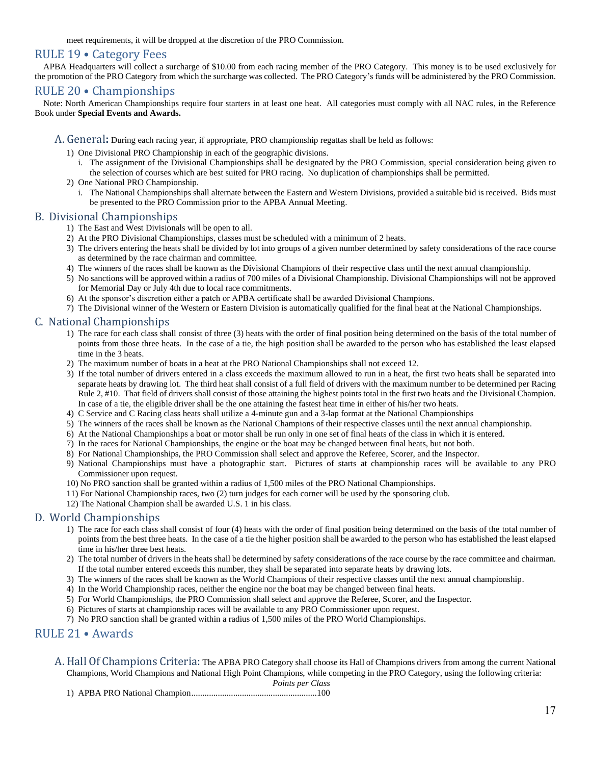meet requirements, it will be dropped at the discretion of the PRO Commission.

## RULE 19 • Category Fees

APBA Headquarters will collect a surcharge of $10.00 from each racing member of the PRO Category. This money is to be used exclusively for the promotion of the PRO Category from which the surcharge was collected. The PRO Category's funds will be administered by the PRO Commission.

## RULE 20 • Championships

Note: North American Championships require four starters in at least one heat. All categories must comply with all NAC rules, in the Reference Book under **Special Events and Awards.**

### A. General:

During each racing year, if appropriate, PRO championship regattas shall be held as follows:

1) One Divisional PRO Championship in each of the geographic divisions.
   i. The assignment of the Divisional Championships shall be designated by the PRO Commission, special consideration being given to the selection of courses which are best suited for PRO racing. No duplication of championships shall be permitted.
2) One National PRO Championship.
   i. The National Championships shall alternate between the Eastern and Western Divisions, provided a suitable bid is received. Bids must be presented to the PRO Commission prior to the APBA Annual Meeting.

### B. Divisional Championships

1) The East and West Divisionals will be open to all.
2) At the PRO Divisional Championships, classes must be scheduled with a minimum of 2 heats.
3) The drivers entering the heats shall be divided by lot into groups of a given number determined by safety considerations of the race course as determined by the race chairman and committee.
4) The winners of the races shall be known as the Divisional Champions of their respective class until the next annual championship.
5) No sanctions will be approved within a radius of 700 miles of a Divisional Championship. Divisional Championships will not be approved for Memorial Day or July 4th due to local race commitments.
6) At the sponsor's discretion either a patch or APBA certificate shall be awarded Divisional Champions.
7) The Divisional winner of the Western or Eastern Division is automatically qualified for the final heat at the National Championships.

### C. National Championships

1) The race for each class shall consist of three (3) heats with the order of final position being determined on the basis of the total number of points from those three heats. In the case of a tie, the high position shall be awarded to the person who has established the least elapsed time in the 3 heats.
2) The maximum number of boats in a heat at the PRO National Championships shall not exceed 12.
3) If the total number of drivers entered in a class exceeds the maximum allowed to run in a heat, the first two heats shall be separated into separate heats by drawing lot. The third heat shall consist of a full field of drivers with the maximum number to be determined per Racing Rule 2, #10. That field of drivers shall consist of those attaining the highest points total in the first two heats and the Divisional Champion. In case of a tie, the eligible driver shall be the one attaining the fastest heat time in either of his/her two heats.
4) C Service and C Racing class heats shall utilize a 4-minute gun and a 3-lap format at the National Championships
5) The winners of the races shall be known as the National Champions of their respective classes until the next annual championship.
6) At the National Championships a boat or motor shall be run only in one set of final heats of the class in which it is entered.
7) In the races for National Championships, the engine or the boat may be changed between final heats, but not both.
8) For National Championships, the PRO Commission shall select and approve the Referee, Scorer, and the Inspector.
9) National Championships must have a photographic start. Pictures of starts at championship races will be available to any PRO Commissioner upon request.
10) No PRO sanction shall be granted within a radius of 1,500 miles of the PRO National Championships.
11) For National Championship races, two (2) turn judges for each corner will be used by the sponsoring club.
12) The National Champion shall be awarded U.S. 1 in his class.

### D. World Championships

1) The race for each class shall consist of four (4) heats with the order of final position being determined on the basis of the total number of points from the best three heats. In the case of a tie the higher position shall be awarded to the person who has established the least elapsed time in his/her three best heats.
2) The total number of drivers in the heats shall be determined by safety considerations of the race course by the race committee and chairman. If the total number entered exceeds this number, they shall be separated into separate heats by drawing lots.
3) The winners of the races shall be known as the World Champions of their respective classes until the next annual championship.
4) In the World Championship races, neither the engine nor the boat may be changed between final heats.
5) For World Championships, the PRO Commission shall select and approve the Referee, Scorer, and the Inspector.
6) Pictures of starts at championship races will be available to any PRO Commissioner upon request.
7) No PRO sanction shall be granted within a radius of 1,500 miles of the PRO World Championships.

## RULE 21 • Awards

### A. Hall Of Champions Criteria:

The APBA PRO Category shall choose its Hall of Champions drivers from among the current National Champions, World Champions and National High Point Champions, while competing in the PRO Category, using the following criteria:

*Points per Class*

1) APBA PRO National Champion........................................................100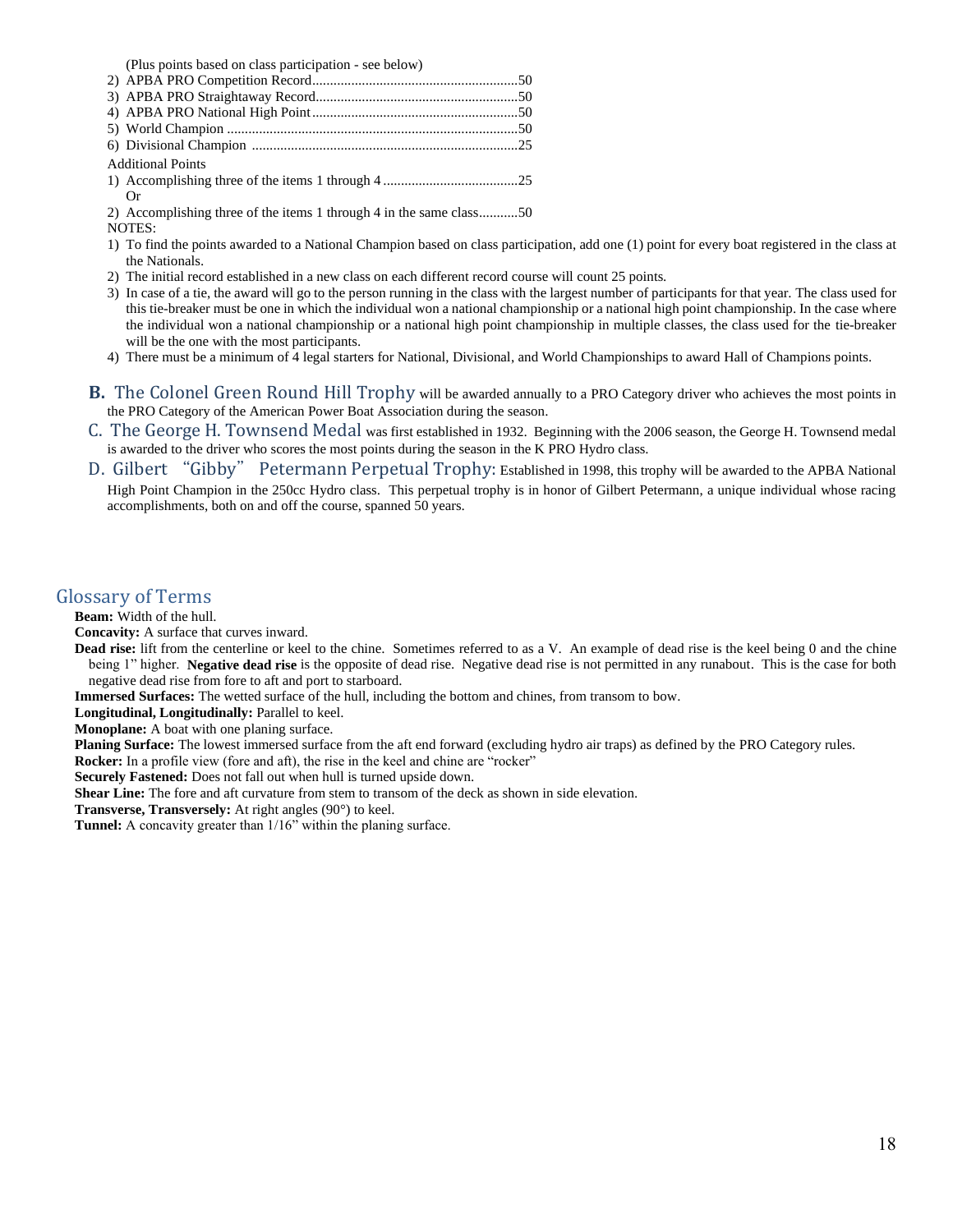(Plus points based on class participation - see below)

2) APBA PRO Competition Record..........................................................50
3) APBA PRO Straightaway Record.........................................................50
4) APBA PRO National High Point..........................................................50
5) World Champion ..................................................................................50
6) Divisional Champion ...........................................................................25

Additional Points

1) Accomplishing three of the items 1 through 4......................................25

   Or

2) Accomplishing three of the items 1 through 4 in the same class...........50

NOTES:

1) To find the points awarded to a National Champion based on class participation, add one (1) point for every boat registered in the class at the Nationals.
2) The initial record established in a new class on each different record course will count 25 points.
3) In case of a tie, the award will go to the person running in the class with the largest number of participants for that year. The class used for this tie-breaker must be one in which the individual won a national championship or a national high point championship. In the case where the individual won a national championship or a national high point championship in multiple classes, the class used for the tie-breaker will be the one with the most participants.
4) There must be a minimum of 4 legal starters for National, Divisional, and World Championships to award Hall of Champions points.

**B.** The Colonel Green Round Hill Trophy will be awarded annually to a PRO Category driver who achieves the most points in the PRO Category of the American Power Boat Association during the season.

C. The George H. Townsend Medal was first established in 1932. Beginning with the 2006 season, the George H. Townsend medal is awarded to the driver who scores the most points during the season in the K PRO Hydro class.

D. Gilbert "Gibby" Petermann Perpetual Trophy: Established in 1998, this trophy will be awarded to the APBA National High Point Champion in the 250cc Hydro class. This perpetual trophy is in honor of Gilbert Petermann, a unique individual whose racing accomplishments, both on and off the course, spanned 50 years.

## Glossary of Terms

**Beam:** Width of the hull.

**Concavity:** A surface that curves inward.

**Dead rise:** lift from the centerline or keel to the chine. Sometimes referred to as a V. An example of dead rise is the keel being 0 and the chine being 1" higher. **Negative dead rise** is the opposite of dead rise. Negative dead rise is not permitted in any runabout. This is the case for both negative dead rise from fore to aft and port to starboard.

**Immersed Surfaces:** The wetted surface of the hull, including the bottom and chines, from transom to bow.

**Longitudinal, Longitudinally:** Parallel to keel.

**Monoplane:** A boat with one planing surface.

**Planing Surface:** The lowest immersed surface from the aft end forward (excluding hydro air traps) as defined by the PRO Category rules.

**Rocker:** In a profile view (fore and aft), the rise in the keel and chine are "rocker"

**Securely Fastened:** Does not fall out when hull is turned upside down.

**Shear Line:** The fore and aft curvature from stem to transom of the deck as shown in side elevation.

**Transverse, Transversely:** At right angles (90°) to keel.

**Tunnel:** A concavity greater than 1/16" within the planing surface.